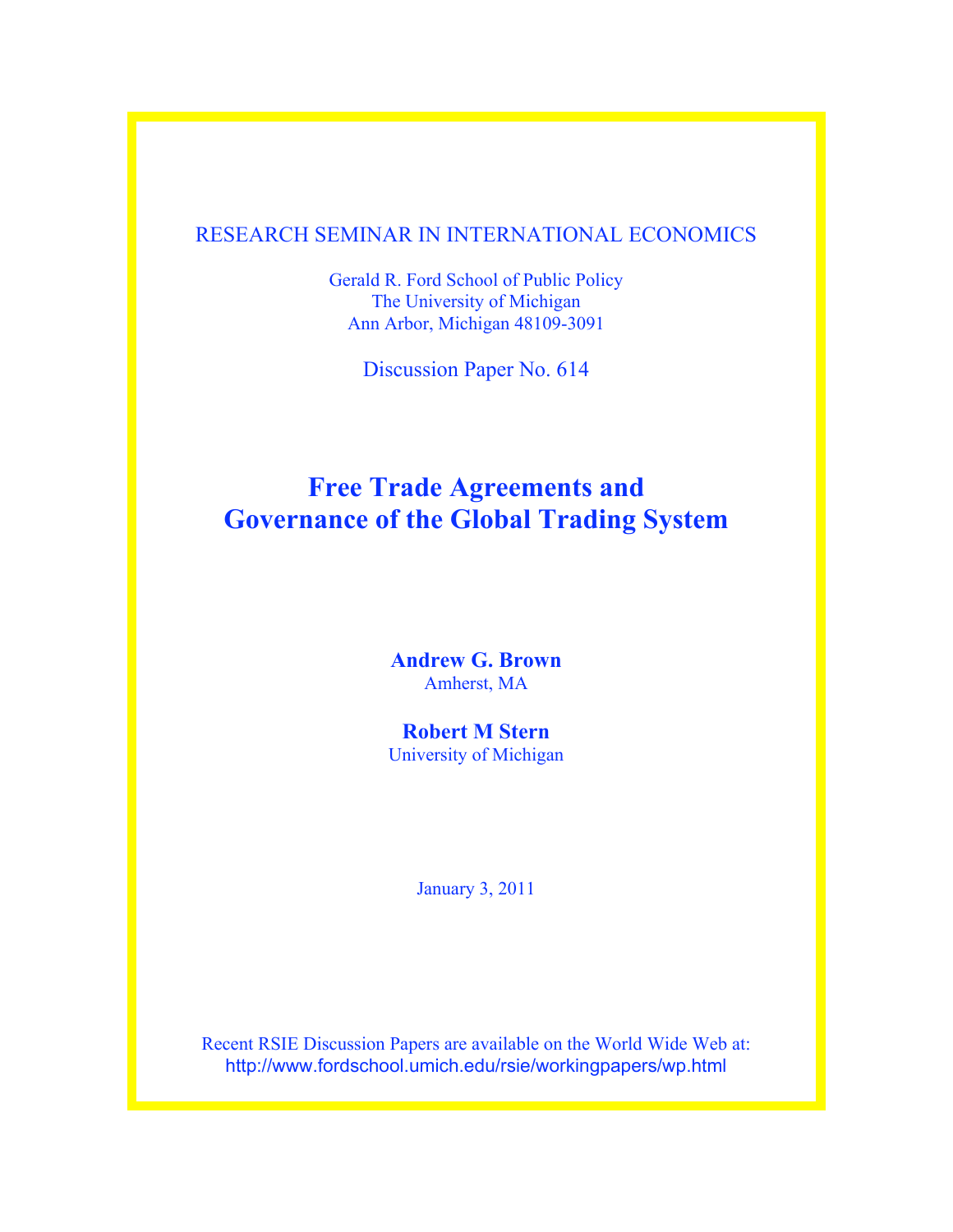RESEARCH SEMINAR IN INTERNATIONAL ECONOMICS

Gerald R. Ford School of Public Policy
The University of Michigan
Ann Arbor, Michigan 48109-3091

Discussion Paper No. 614

# Free Trade Agreements and Governance of the Global Trading System

**Andrew G. Brown**
Amherst, MA

**Robert M Stern**
University of Michigan

January 3, 2011

Recent RSIE Discussion Papers are available on the World Wide Web at:
http://www.fordschool.umich.edu/rsie/workingpapers/wp.html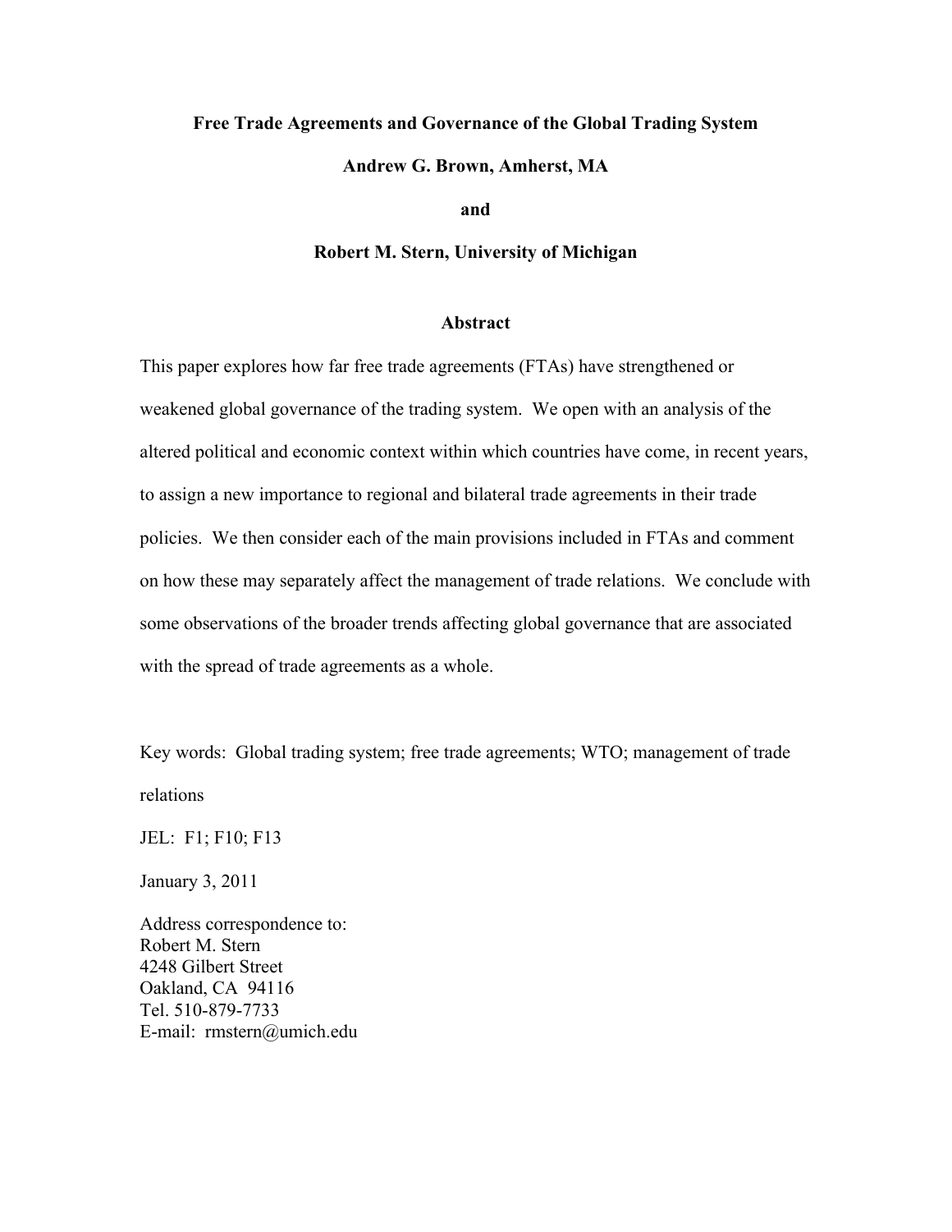# Free Trade Agreements and Governance of the Global Trading System

**Andrew G. Brown, Amherst, MA**

**and**

**Robert M. Stern, University of Michigan**

## Abstract

This paper explores how far free trade agreements (FTAs) have strengthened or weakened global governance of the trading system. We open with an analysis of the altered political and economic context within which countries have come, in recent years, to assign a new importance to regional and bilateral trade agreements in their trade policies. We then consider each of the main provisions included in FTAs and comment on how these may separately affect the management of trade relations. We conclude with some observations of the broader trends affecting global governance that are associated with the spread of trade agreements as a whole.

Key words: Global trading system; free trade agreements; WTO; management of trade relations

JEL: F1; F10; F13

January 3, 2011

Address correspondence to:
Robert M. Stern
4248 Gilbert Street
Oakland, CA 94116
Tel. 510-879-7733
E-mail: rmstern@umich.edu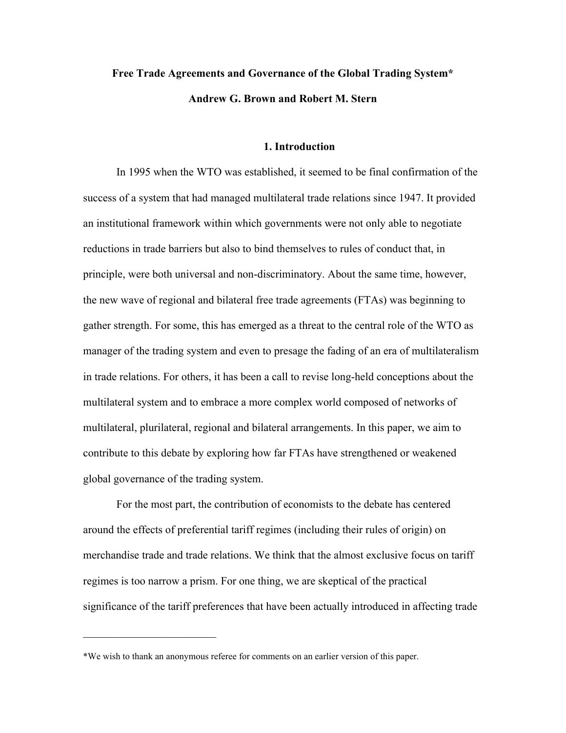# Free Trade Agreements and Governance of the Global Trading System*

**Andrew G. Brown and Robert M. Stern**

## 1. Introduction

In 1995 when the WTO was established, it seemed to be final confirmation of the success of a system that had managed multilateral trade relations since 1947. It provided an institutional framework within which governments were not only able to negotiate reductions in trade barriers but also to bind themselves to rules of conduct that, in principle, were both universal and non-discriminatory. About the same time, however, the new wave of regional and bilateral free trade agreements (FTAs) was beginning to gather strength. For some, this has emerged as a threat to the central role of the WTO as manager of the trading system and even to presage the fading of an era of multilateralism in trade relations. For others, it has been a call to revise long-held conceptions about the multilateral system and to embrace a more complex world composed of networks of multilateral, plurilateral, regional and bilateral arrangements. In this paper, we aim to contribute to this debate by exploring how far FTAs have strengthened or weakened global governance of the trading system.

For the most part, the contribution of economists to the debate has centered around the effects of preferential tariff regimes (including their rules of origin) on merchandise trade and trade relations. We think that the almost exclusive focus on tariff regimes is too narrow a prism. For one thing, we are skeptical of the practical significance of the tariff preferences that have been actually introduced in affecting trade

---

*We wish to thank an anonymous referee for comments on an earlier version of this paper.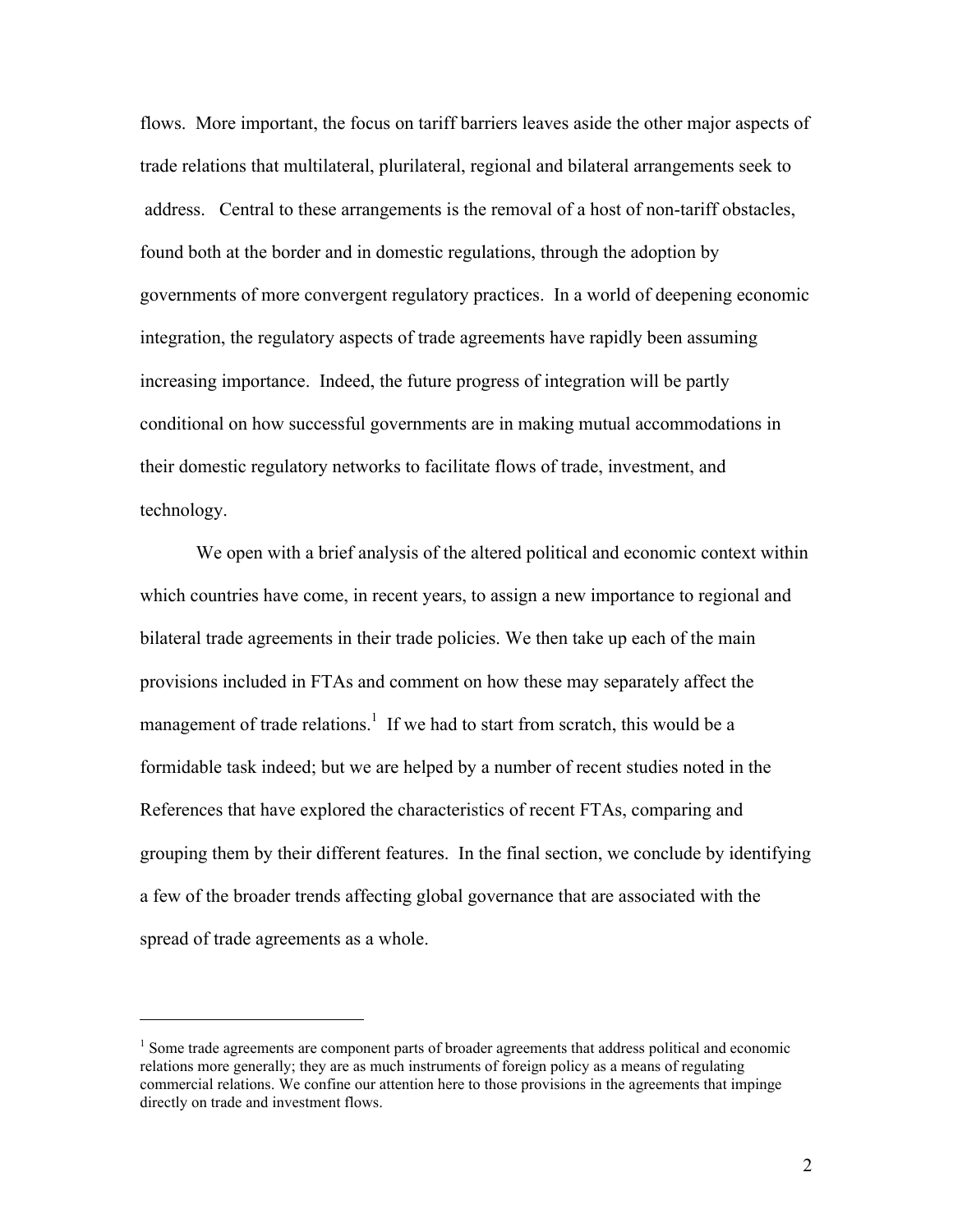flows. More important, the focus on tariff barriers leaves aside the other major aspects of trade relations that multilateral, plurilateral, regional and bilateral arrangements seek to address. Central to these arrangements is the removal of a host of non-tariff obstacles, found both at the border and in domestic regulations, through the adoption by governments of more convergent regulatory practices. In a world of deepening economic integration, the regulatory aspects of trade agreements have rapidly been assuming increasing importance. Indeed, the future progress of integration will be partly conditional on how successful governments are in making mutual accommodations in their domestic regulatory networks to facilitate flows of trade, investment, and technology.

We open with a brief analysis of the altered political and economic context within which countries have come, in recent years, to assign a new importance to regional and bilateral trade agreements in their trade policies. We then take up each of the main provisions included in FTAs and comment on how these may separately affect the management of trade relations.[1] If we had to start from scratch, this would be a formidable task indeed; but we are helped by a number of recent studies noted in the References that have explored the characteristics of recent FTAs, comparing and grouping them by their different features. In the final section, we conclude by identifying a few of the broader trends affecting global governance that are associated with the spread of trade agreements as a whole.

---

[1] Some trade agreements are component parts of broader agreements that address political and economic relations more generally; they are as much instruments of foreign policy as a means of regulating commercial relations. We confine our attention here to those provisions in the agreements that impinge directly on trade and investment flows.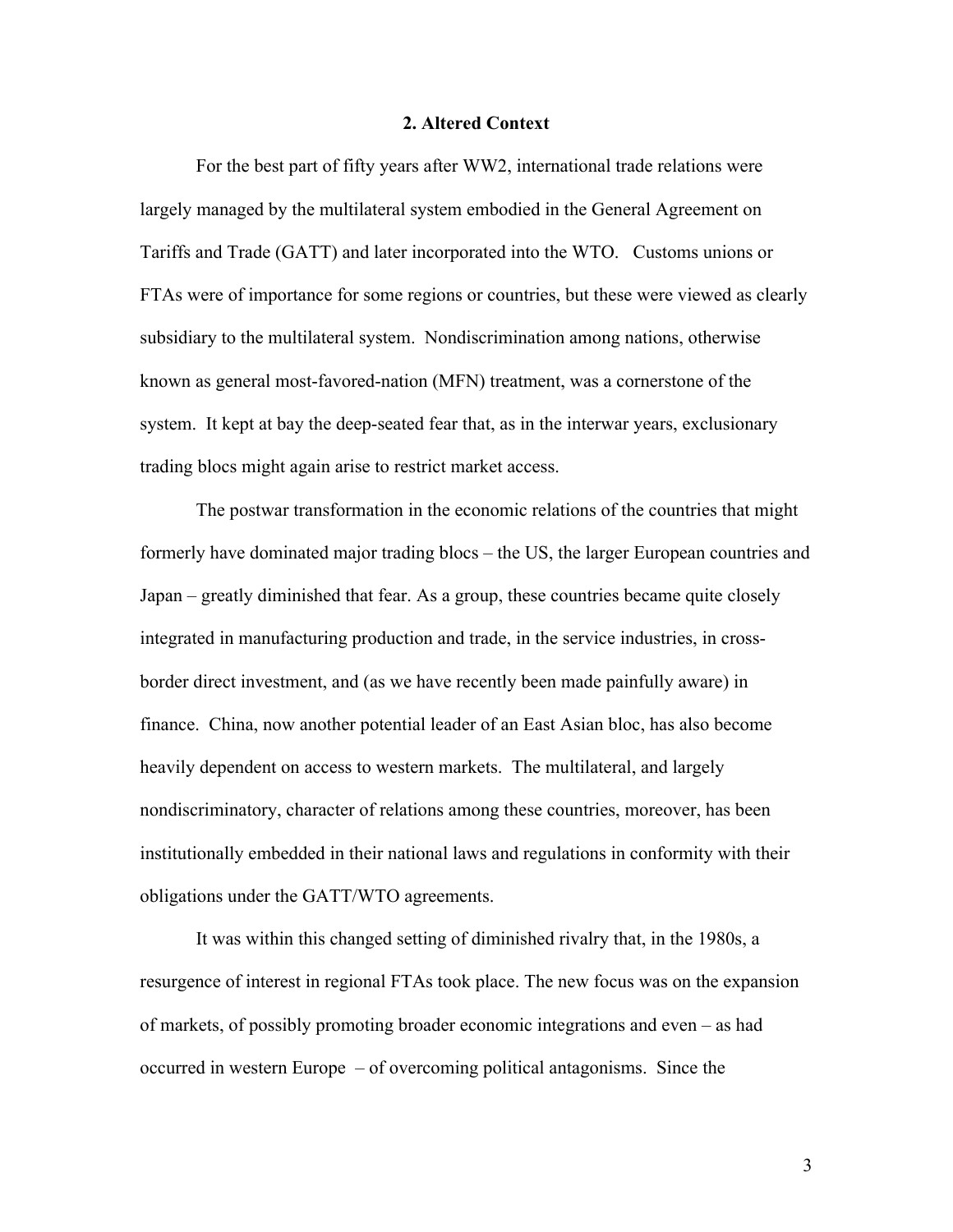## 2. Altered Context

For the best part of fifty years after WW2, international trade relations were largely managed by the multilateral system embodied in the General Agreement on Tariffs and Trade (GATT) and later incorporated into the WTO. Customs unions or FTAs were of importance for some regions or countries, but these were viewed as clearly subsidiary to the multilateral system. Nondiscrimination among nations, otherwise known as general most-favored-nation (MFN) treatment, was a cornerstone of the system. It kept at bay the deep-seated fear that, as in the interwar years, exclusionary trading blocs might again arise to restrict market access.

The postwar transformation in the economic relations of the countries that might formerly have dominated major trading blocs – the US, the larger European countries and Japan – greatly diminished that fear. As a group, these countries became quite closely integrated in manufacturing production and trade, in the service industries, in cross-border direct investment, and (as we have recently been made painfully aware) in finance. China, now another potential leader of an East Asian bloc, has also become heavily dependent on access to western markets. The multilateral, and largely nondiscriminatory, character of relations among these countries, moreover, has been institutionally embedded in their national laws and regulations in conformity with their obligations under the GATT/WTO agreements.

It was within this changed setting of diminished rivalry that, in the 1980s, a resurgence of interest in regional FTAs took place. The new focus was on the expansion of markets, of possibly promoting broader economic integrations and even – as had occurred in western Europe – of overcoming political antagonisms. Since the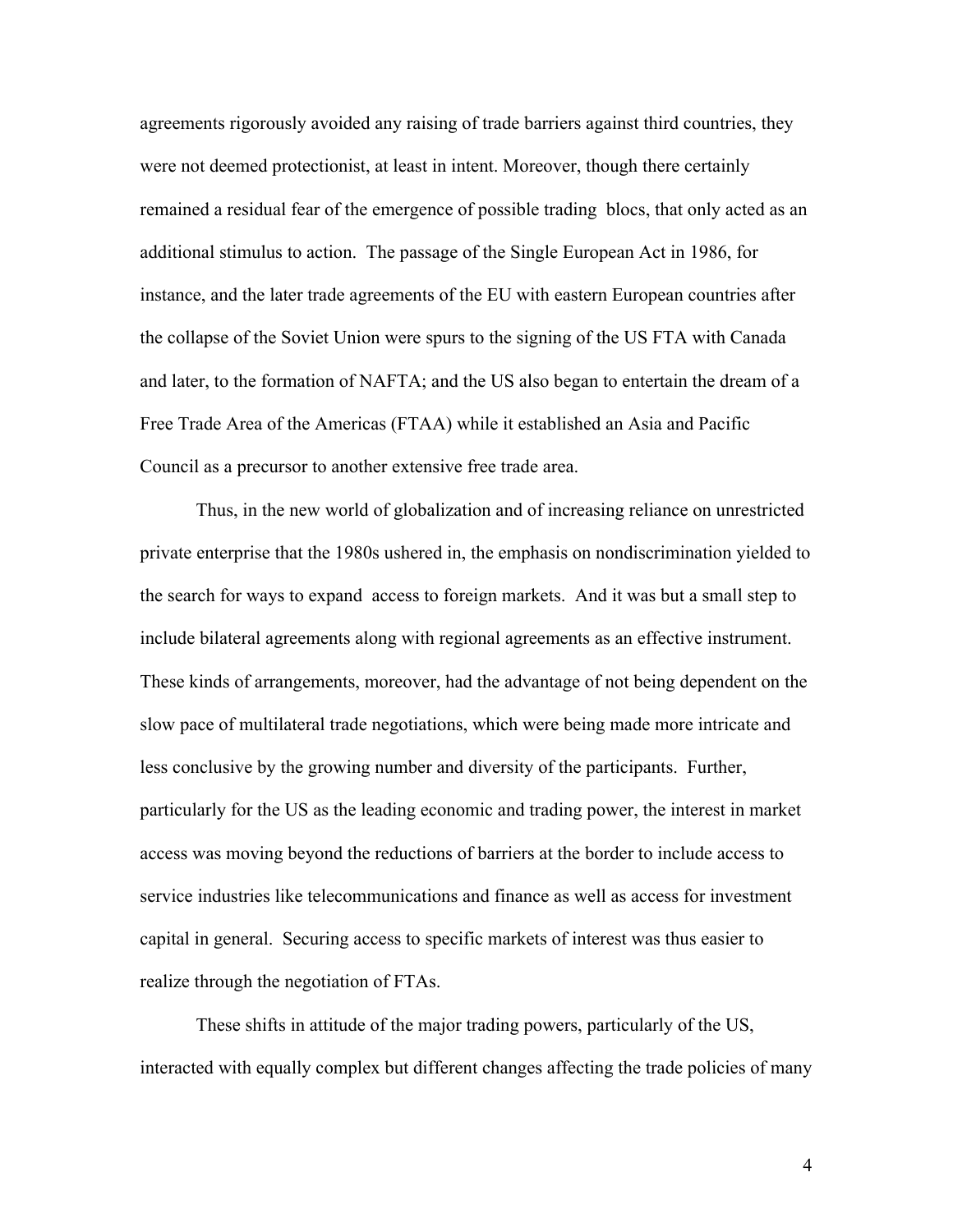agreements rigorously avoided any raising of trade barriers against third countries, they were not deemed protectionist, at least in intent. Moreover, though there certainly remained a residual fear of the emergence of possible trading blocs, that only acted as an additional stimulus to action. The passage of the Single European Act in 1986, for instance, and the later trade agreements of the EU with eastern European countries after the collapse of the Soviet Union were spurs to the signing of the US FTA with Canada and later, to the formation of NAFTA; and the US also began to entertain the dream of a Free Trade Area of the Americas (FTAA) while it established an Asia and Pacific Council as a precursor to another extensive free trade area.

Thus, in the new world of globalization and of increasing reliance on unrestricted private enterprise that the 1980s ushered in, the emphasis on nondiscrimination yielded to the search for ways to expand access to foreign markets. And it was but a small step to include bilateral agreements along with regional agreements as an effective instrument. These kinds of arrangements, moreover, had the advantage of not being dependent on the slow pace of multilateral trade negotiations, which were being made more intricate and less conclusive by the growing number and diversity of the participants. Further, particularly for the US as the leading economic and trading power, the interest in market access was moving beyond the reductions of barriers at the border to include access to service industries like telecommunications and finance as well as access for investment capital in general. Securing access to specific markets of interest was thus easier to realize through the negotiation of FTAs.

These shifts in attitude of the major trading powers, particularly of the US, interacted with equally complex but different changes affecting the trade policies of many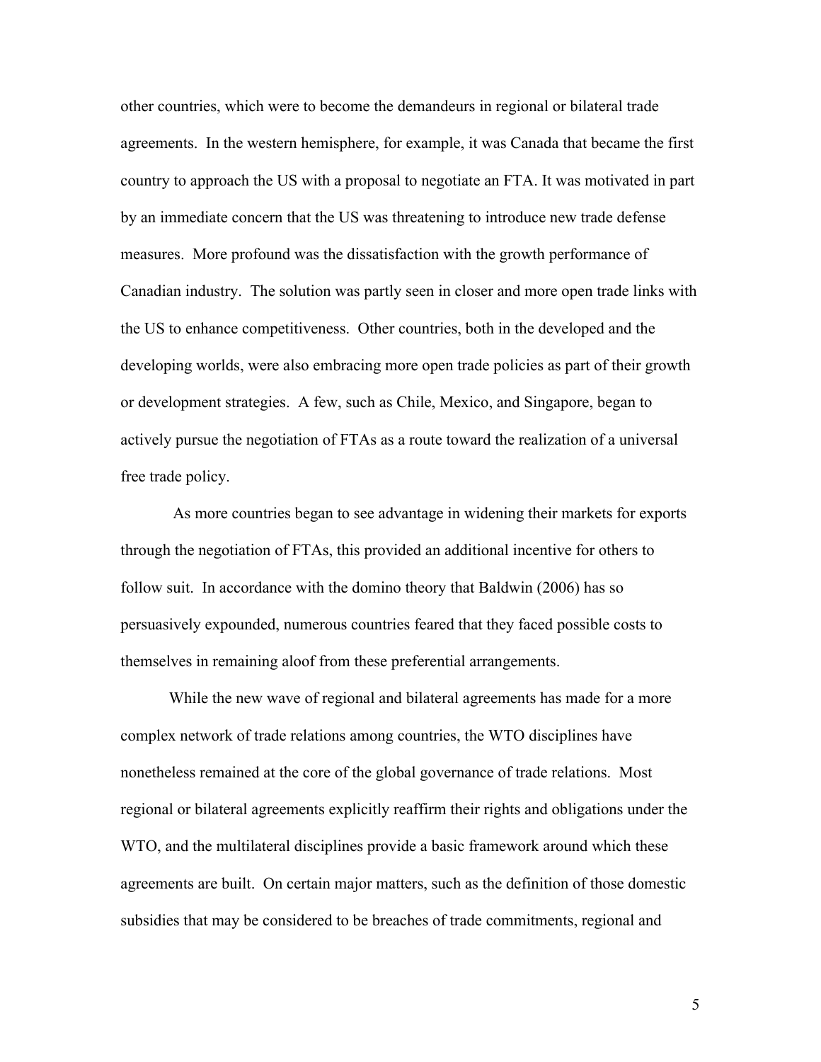other countries, which were to become the demandeurs in regional or bilateral trade agreements. In the western hemisphere, for example, it was Canada that became the first country to approach the US with a proposal to negotiate an FTA. It was motivated in part by an immediate concern that the US was threatening to introduce new trade defense measures. More profound was the dissatisfaction with the growth performance of Canadian industry. The solution was partly seen in closer and more open trade links with the US to enhance competitiveness. Other countries, both in the developed and the developing worlds, were also embracing more open trade policies as part of their growth or development strategies. A few, such as Chile, Mexico, and Singapore, began to actively pursue the negotiation of FTAs as a route toward the realization of a universal free trade policy.

As more countries began to see advantage in widening their markets for exports through the negotiation of FTAs, this provided an additional incentive for others to follow suit. In accordance with the domino theory that Baldwin (2006) has so persuasively expounded, numerous countries feared that they faced possible costs to themselves in remaining aloof from these preferential arrangements.

While the new wave of regional and bilateral agreements has made for a more complex network of trade relations among countries, the WTO disciplines have nonetheless remained at the core of the global governance of trade relations. Most regional or bilateral agreements explicitly reaffirm their rights and obligations under the WTO, and the multilateral disciplines provide a basic framework around which these agreements are built. On certain major matters, such as the definition of those domestic subsidies that may be considered to be breaches of trade commitments, regional and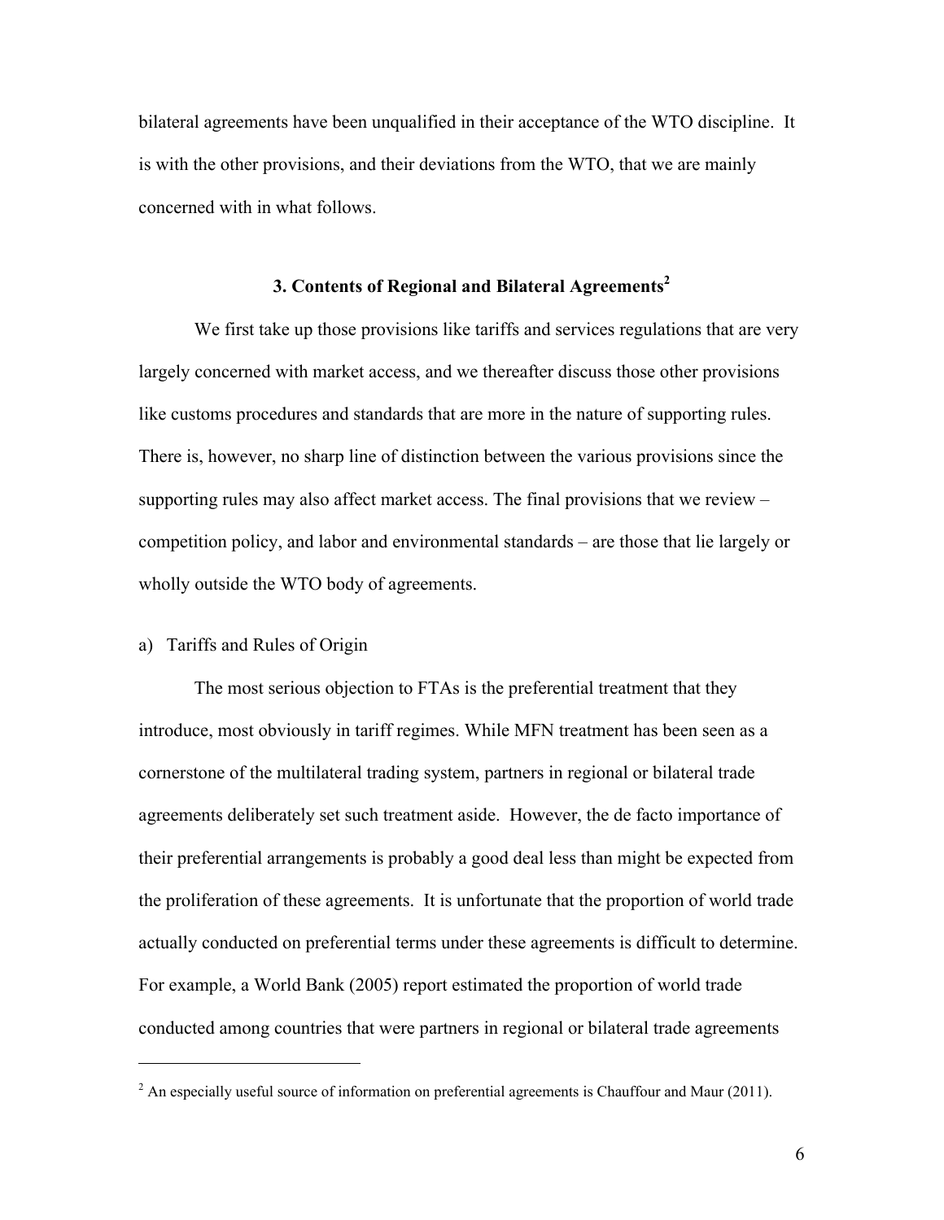bilateral agreements have been unqualified in their acceptance of the WTO discipline. It is with the other provisions, and their deviations from the WTO, that we are mainly concerned with in what follows.

## 3. Contents of Regional and Bilateral Agreements[2]

We first take up those provisions like tariffs and services regulations that are very largely concerned with market access, and we thereafter discuss those other provisions like customs procedures and standards that are more in the nature of supporting rules. There is, however, no sharp line of distinction between the various provisions since the supporting rules may also affect market access. The final provisions that we review – competition policy, and labor and environmental standards – are those that lie largely or wholly outside the WTO body of agreements.

### a) Tariffs and Rules of Origin

The most serious objection to FTAs is the preferential treatment that they introduce, most obviously in tariff regimes. While MFN treatment has been seen as a cornerstone of the multilateral trading system, partners in regional or bilateral trade agreements deliberately set such treatment aside. However, the de facto importance of their preferential arrangements is probably a good deal less than might be expected from the proliferation of these agreements. It is unfortunate that the proportion of world trade actually conducted on preferential terms under these agreements is difficult to determine. For example, a World Bank (2005) report estimated the proportion of world trade conducted among countries that were partners in regional or bilateral trade agreements

---

[2] An especially useful source of information on preferential agreements is Chauffour and Maur (2011).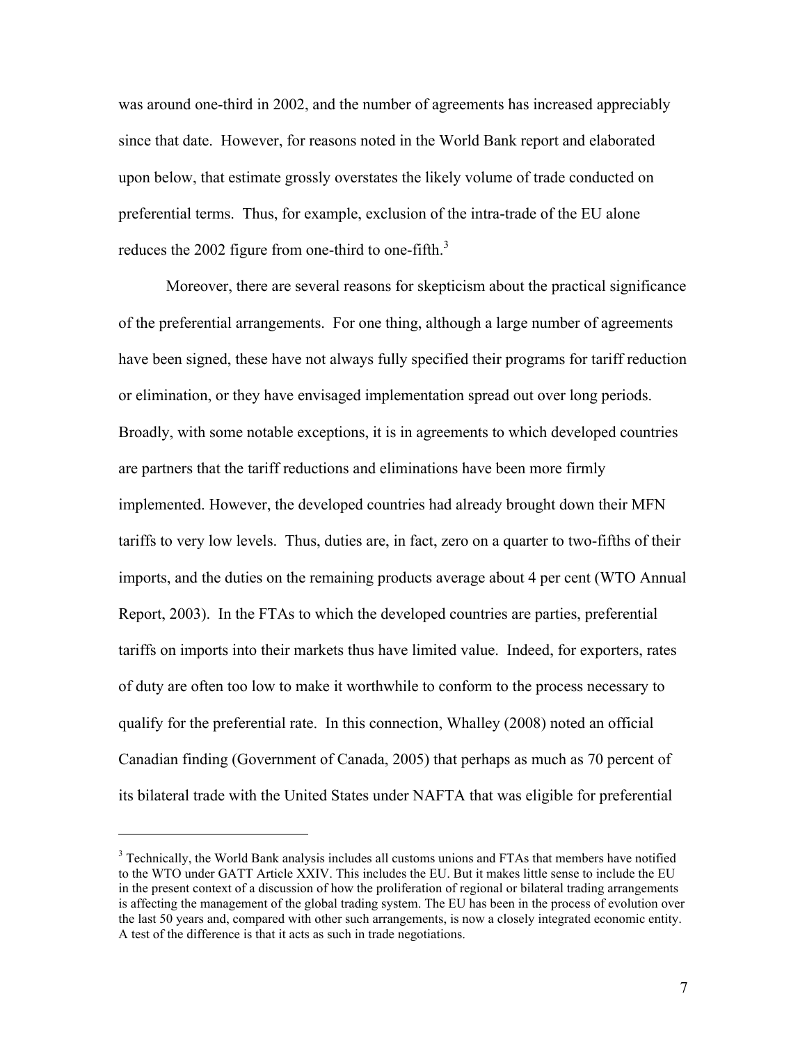was around one-third in 2002, and the number of agreements has increased appreciably since that date. However, for reasons noted in the World Bank report and elaborated upon below, that estimate grossly overstates the likely volume of trade conducted on preferential terms. Thus, for example, exclusion of the intra-trade of the EU alone reduces the 2002 figure from one-third to one-fifth.[3]

Moreover, there are several reasons for skepticism about the practical significance of the preferential arrangements. For one thing, although a large number of agreements have been signed, these have not always fully specified their programs for tariff reduction or elimination, or they have envisaged implementation spread out over long periods. Broadly, with some notable exceptions, it is in agreements to which developed countries are partners that the tariff reductions and eliminations have been more firmly implemented. However, the developed countries had already brought down their MFN tariffs to very low levels. Thus, duties are, in fact, zero on a quarter to two-fifths of their imports, and the duties on the remaining products average about 4 per cent (WTO Annual Report, 2003). In the FTAs to which the developed countries are parties, preferential tariffs on imports into their markets thus have limited value. Indeed, for exporters, rates of duty are often too low to make it worthwhile to conform to the process necessary to qualify for the preferential rate. In this connection, Whalley (2008) noted an official Canadian finding (Government of Canada, 2005) that perhaps as much as 70 percent of its bilateral trade with the United States under NAFTA that was eligible for preferential

[3] Technically, the World Bank analysis includes all customs unions and FTAs that members have notified to the WTO under GATT Article XXIV. This includes the EU. But it makes little sense to include the EU in the present context of a discussion of how the proliferation of regional or bilateral trading arrangements is affecting the management of the global trading system. The EU has been in the process of evolution over the last 50 years and, compared with other such arrangements, is now a closely integrated economic entity. A test of the difference is that it acts as such in trade negotiations.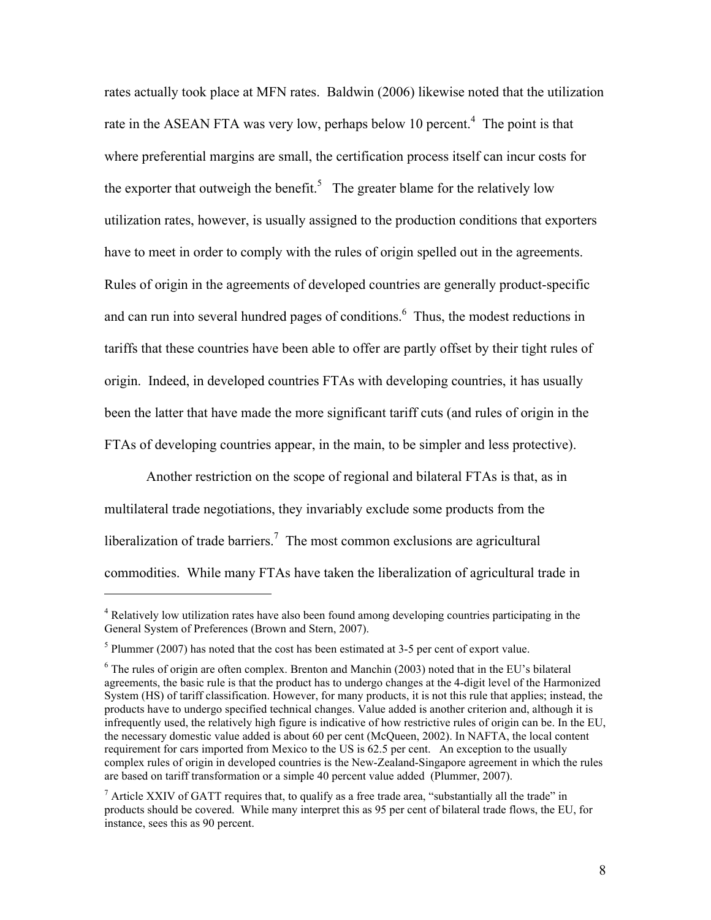rates actually took place at MFN rates. Baldwin (2006) likewise noted that the utilization rate in the ASEAN FTA was very low, perhaps below 10 percent.[4] The point is that where preferential margins are small, the certification process itself can incur costs for the exporter that outweigh the benefit.[5] The greater blame for the relatively low utilization rates, however, is usually assigned to the production conditions that exporters have to meet in order to comply with the rules of origin spelled out in the agreements. Rules of origin in the agreements of developed countries are generally product-specific and can run into several hundred pages of conditions.[6] Thus, the modest reductions in tariffs that these countries have been able to offer are partly offset by their tight rules of origin. Indeed, in developed countries FTAs with developing countries, it has usually been the latter that have made the more significant tariff cuts (and rules of origin in the FTAs of developing countries appear, in the main, to be simpler and less protective).

Another restriction on the scope of regional and bilateral FTAs is that, as in multilateral trade negotiations, they invariably exclude some products from the liberalization of trade barriers.[7] The most common exclusions are agricultural commodities. While many FTAs have taken the liberalization of agricultural trade in

---

[4] Relatively low utilization rates have also been found among developing countries participating in the General System of Preferences (Brown and Stern, 2007).

[5] Plummer (2007) has noted that the cost has been estimated at 3-5 per cent of export value.

[6] The rules of origin are often complex. Brenton and Manchin (2003) noted that in the EU's bilateral agreements, the basic rule is that the product has to undergo changes at the 4-digit level of the Harmonized System (HS) of tariff classification. However, for many products, it is not this rule that applies; instead, the products have to undergo specified technical changes. Value added is another criterion and, although it is infrequently used, the relatively high figure is indicative of how restrictive rules of origin can be. In the EU, the necessary domestic value added is about 60 per cent (McQueen, 2002). In NAFTA, the local content requirement for cars imported from Mexico to the US is 62.5 per cent. An exception to the usually complex rules of origin in developed countries is the New-Zealand-Singapore agreement in which the rules are based on tariff transformation or a simple 40 percent value added (Plummer, 2007).

[7] Article XXIV of GATT requires that, to qualify as a free trade area, "substantially all the trade" in products should be covered. While many interpret this as 95 per cent of bilateral trade flows, the EU, for instance, sees this as 90 percent.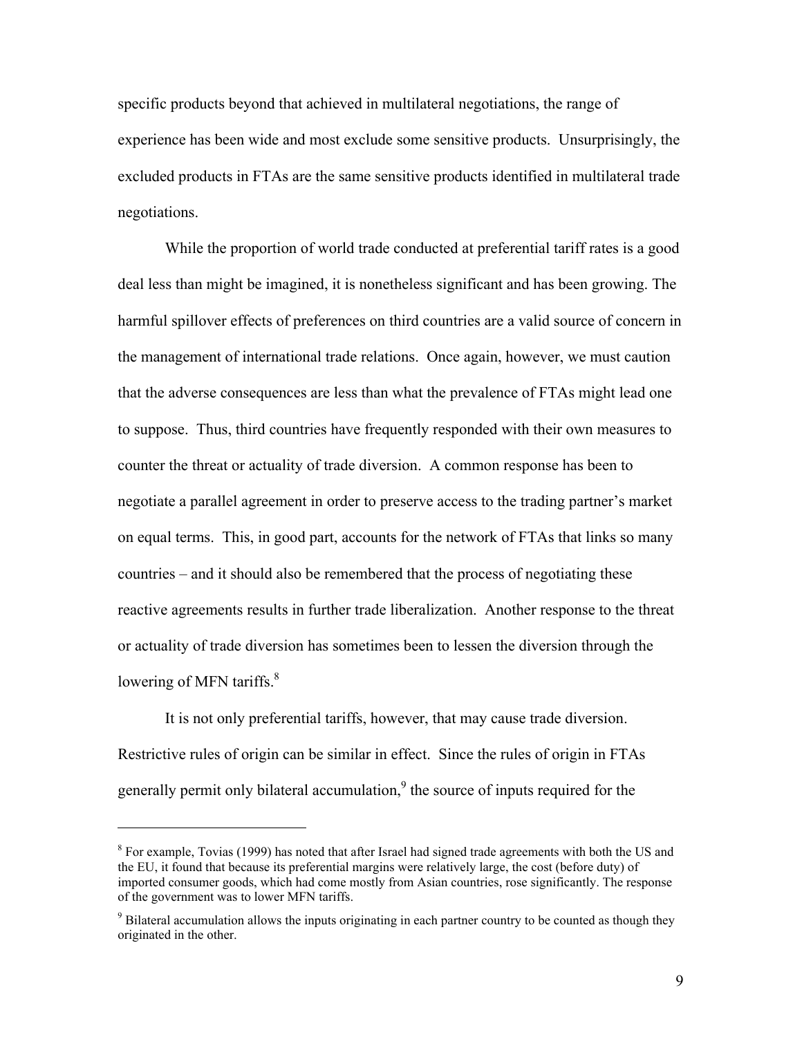specific products beyond that achieved in multilateral negotiations, the range of experience has been wide and most exclude some sensitive products. Unsurprisingly, the excluded products in FTAs are the same sensitive products identified in multilateral trade negotiations.

While the proportion of world trade conducted at preferential tariff rates is a good deal less than might be imagined, it is nonetheless significant and has been growing. The harmful spillover effects of preferences on third countries are a valid source of concern in the management of international trade relations. Once again, however, we must caution that the adverse consequences are less than what the prevalence of FTAs might lead one to suppose. Thus, third countries have frequently responded with their own measures to counter the threat or actuality of trade diversion. A common response has been to negotiate a parallel agreement in order to preserve access to the trading partner's market on equal terms. This, in good part, accounts for the network of FTAs that links so many countries – and it should also be remembered that the process of negotiating these reactive agreements results in further trade liberalization. Another response to the threat or actuality of trade diversion has sometimes been to lessen the diversion through the lowering of MFN tariffs.[8]

It is not only preferential tariffs, however, that may cause trade diversion. Restrictive rules of origin can be similar in effect. Since the rules of origin in FTAs generally permit only bilateral accumulation,[9] the source of inputs required for the

---

[8] For example, Tovias (1999) has noted that after Israel had signed trade agreements with both the US and the EU, it found that because its preferential margins were relatively large, the cost (before duty) of imported consumer goods, which had come mostly from Asian countries, rose significantly. The response of the government was to lower MFN tariffs.

[9] Bilateral accumulation allows the inputs originating in each partner country to be counted as though they originated in the other.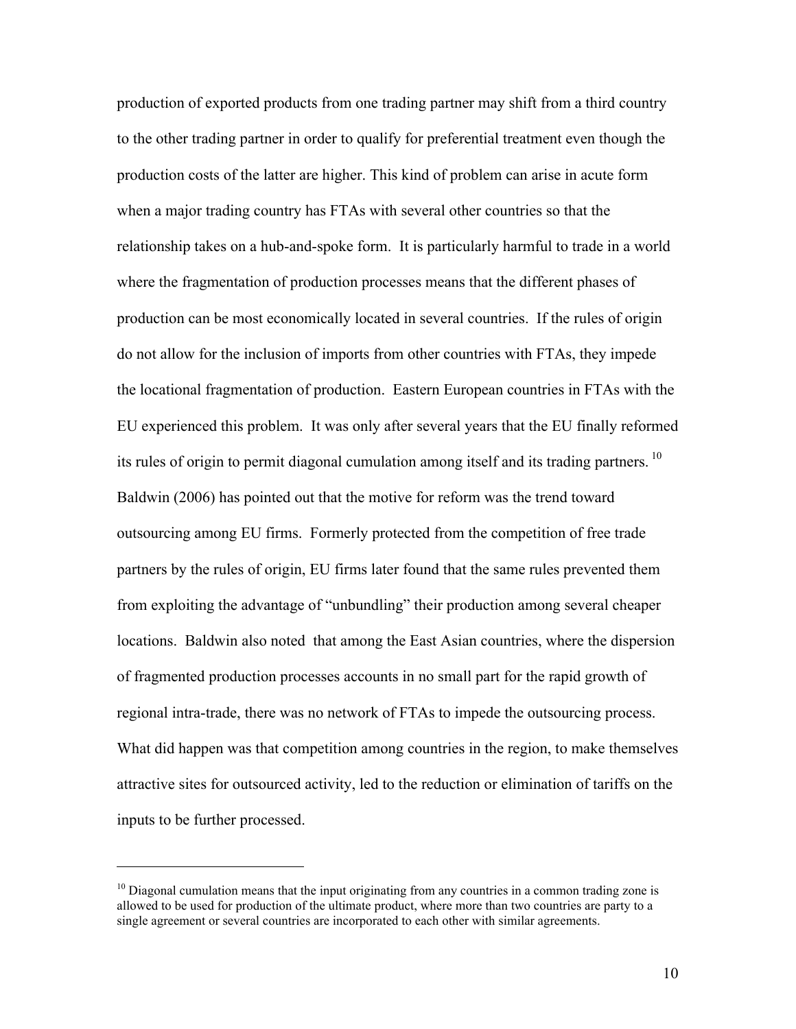production of exported products from one trading partner may shift from a third country to the other trading partner in order to qualify for preferential treatment even though the production costs of the latter are higher. This kind of problem can arise in acute form when a major trading country has FTAs with several other countries so that the relationship takes on a hub-and-spoke form. It is particularly harmful to trade in a world where the fragmentation of production processes means that the different phases of production can be most economically located in several countries. If the rules of origin do not allow for the inclusion of imports from other countries with FTAs, they impede the locational fragmentation of production. Eastern European countries in FTAs with the EU experienced this problem. It was only after several years that the EU finally reformed its rules of origin to permit diagonal cumulation among itself and its trading partners. [10] Baldwin (2006) has pointed out that the motive for reform was the trend toward outsourcing among EU firms. Formerly protected from the competition of free trade partners by the rules of origin, EU firms later found that the same rules prevented them from exploiting the advantage of "unbundling" their production among several cheaper locations. Baldwin also noted that among the East Asian countries, where the dispersion of fragmented production processes accounts in no small part for the rapid growth of regional intra-trade, there was no network of FTAs to impede the outsourcing process. What did happen was that competition among countries in the region, to make themselves attractive sites for outsourced activity, led to the reduction or elimination of tariffs on the inputs to be further processed.

---

[10] Diagonal cumulation means that the input originating from any countries in a common trading zone is allowed to be used for production of the ultimate product, where more than two countries are party to a single agreement or several countries are incorporated to each other with similar agreements.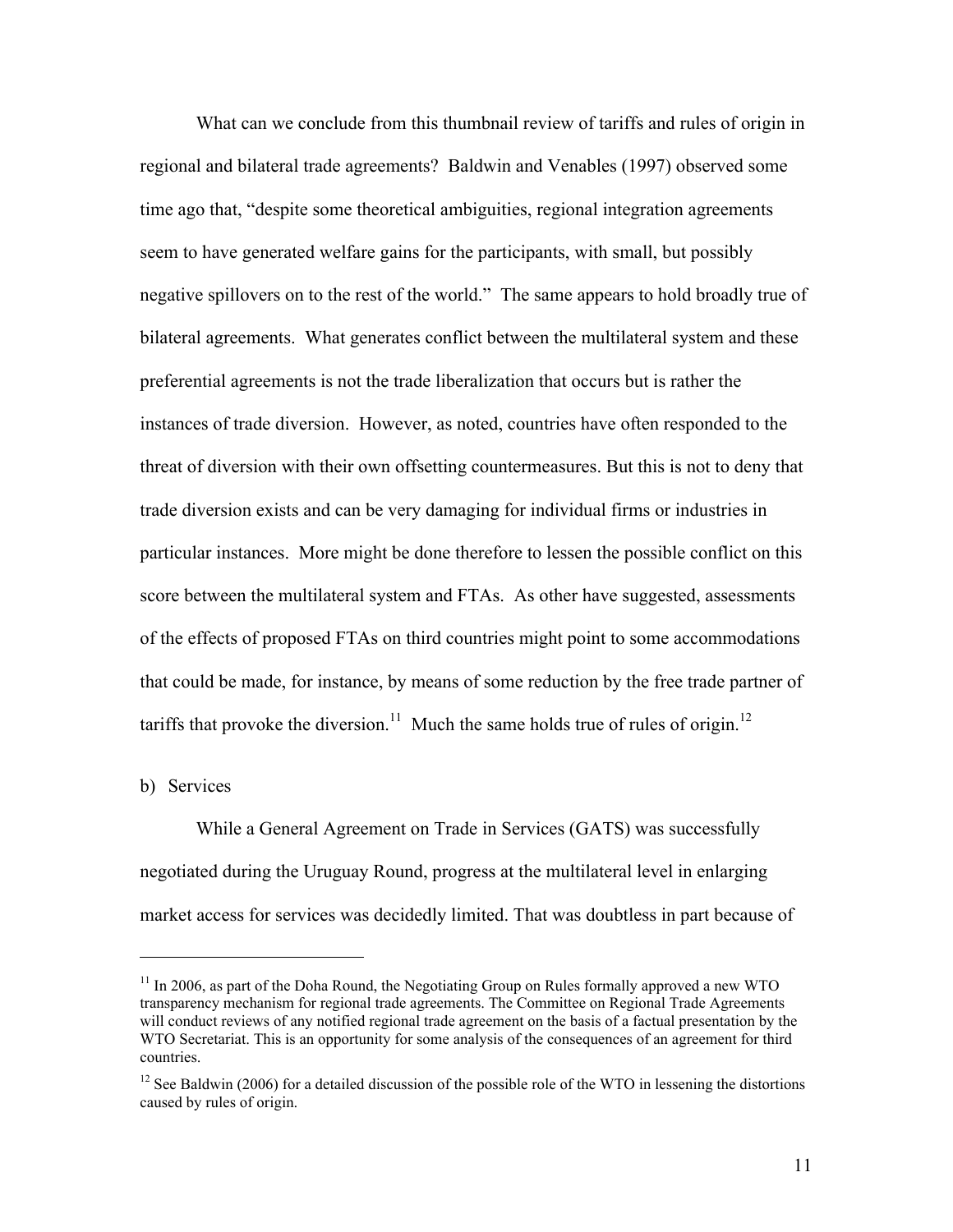What can we conclude from this thumbnail review of tariffs and rules of origin in regional and bilateral trade agreements? Baldwin and Venables (1997) observed some time ago that, "despite some theoretical ambiguities, regional integration agreements seem to have generated welfare gains for the participants, with small, but possibly negative spillovers on to the rest of the world." The same appears to hold broadly true of bilateral agreements. What generates conflict between the multilateral system and these preferential agreements is not the trade liberalization that occurs but is rather the instances of trade diversion. However, as noted, countries have often responded to the threat of diversion with their own offsetting countermeasures. But this is not to deny that trade diversion exists and can be very damaging for individual firms or industries in particular instances. More might be done therefore to lessen the possible conflict on this score between the multilateral system and FTAs. As other have suggested, assessments of the effects of proposed FTAs on third countries might point to some accommodations that could be made, for instance, by means of some reduction by the free trade partner of tariffs that provoke the diversion.[11] Much the same holds true of rules of origin.[12]

b) Services

While a General Agreement on Trade in Services (GATS) was successfully negotiated during the Uruguay Round, progress at the multilateral level in enlarging market access for services was decidedly limited. That was doubtless in part because of

---

[11] In 2006, as part of the Doha Round, the Negotiating Group on Rules formally approved a new WTO transparency mechanism for regional trade agreements. The Committee on Regional Trade Agreements will conduct reviews of any notified regional trade agreement on the basis of a factual presentation by the WTO Secretariat. This is an opportunity for some analysis of the consequences of an agreement for third countries.

[12] See Baldwin (2006) for a detailed discussion of the possible role of the WTO in lessening the distortions caused by rules of origin.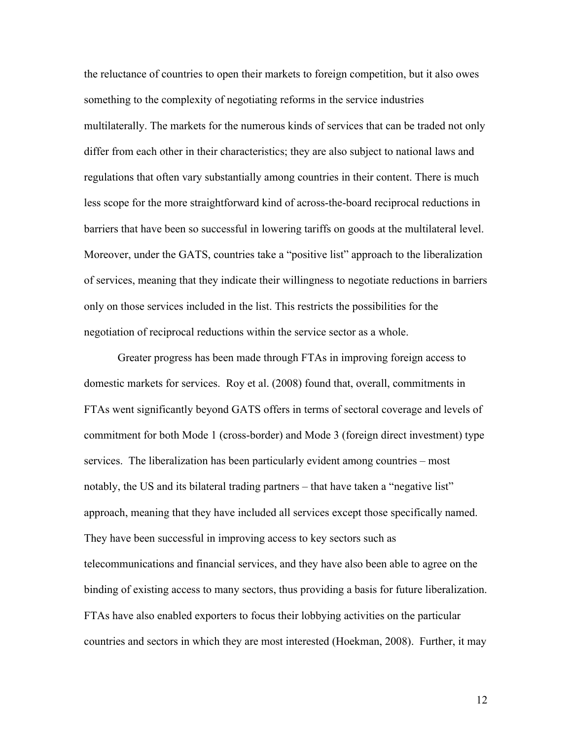the reluctance of countries to open their markets to foreign competition, but it also owes something to the complexity of negotiating reforms in the service industries multilaterally. The markets for the numerous kinds of services that can be traded not only differ from each other in their characteristics; they are also subject to national laws and regulations that often vary substantially among countries in their content. There is much less scope for the more straightforward kind of across-the-board reciprocal reductions in barriers that have been so successful in lowering tariffs on goods at the multilateral level. Moreover, under the GATS, countries take a "positive list" approach to the liberalization of services, meaning that they indicate their willingness to negotiate reductions in barriers only on those services included in the list. This restricts the possibilities for the negotiation of reciprocal reductions within the service sector as a whole.

Greater progress has been made through FTAs in improving foreign access to domestic markets for services. Roy et al. (2008) found that, overall, commitments in FTAs went significantly beyond GATS offers in terms of sectoral coverage and levels of commitment for both Mode 1 (cross-border) and Mode 3 (foreign direct investment) type services. The liberalization has been particularly evident among countries – most notably, the US and its bilateral trading partners – that have taken a "negative list" approach, meaning that they have included all services except those specifically named. They have been successful in improving access to key sectors such as telecommunications and financial services, and they have also been able to agree on the binding of existing access to many sectors, thus providing a basis for future liberalization. FTAs have also enabled exporters to focus their lobbying activities on the particular countries and sectors in which they are most interested (Hoekman, 2008). Further, it may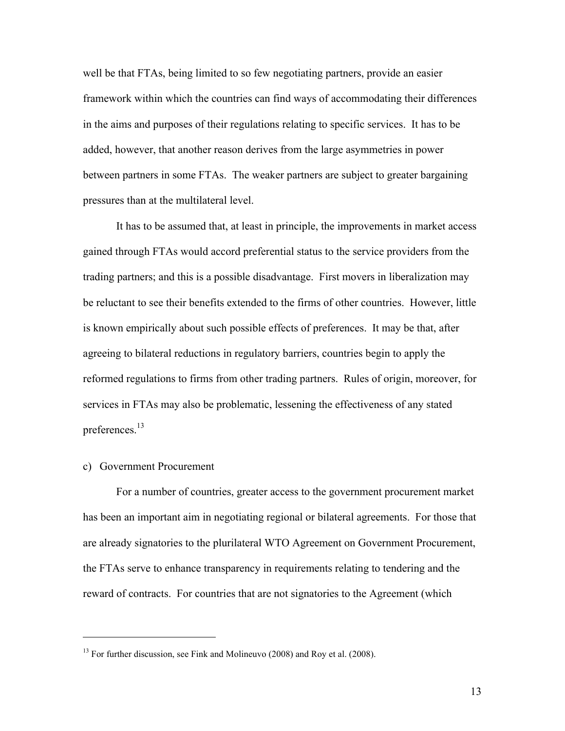well be that FTAs, being limited to so few negotiating partners, provide an easier framework within which the countries can find ways of accommodating their differences in the aims and purposes of their regulations relating to specific services. It has to be added, however, that another reason derives from the large asymmetries in power between partners in some FTAs. The weaker partners are subject to greater bargaining pressures than at the multilateral level.

It has to be assumed that, at least in principle, the improvements in market access gained through FTAs would accord preferential status to the service providers from the trading partners; and this is a possible disadvantage. First movers in liberalization may be reluctant to see their benefits extended to the firms of other countries. However, little is known empirically about such possible effects of preferences. It may be that, after agreeing to bilateral reductions in regulatory barriers, countries begin to apply the reformed regulations to firms from other trading partners. Rules of origin, moreover, for services in FTAs may also be problematic, lessening the effectiveness of any stated preferences.[13]

c) Government Procurement

For a number of countries, greater access to the government procurement market has been an important aim in negotiating regional or bilateral agreements. For those that are already signatories to the plurilateral WTO Agreement on Government Procurement, the FTAs serve to enhance transparency in requirements relating to tendering and the reward of contracts. For countries that are not signatories to the Agreement (which

[13] For further discussion, see Fink and Molineuvo (2008) and Roy et al. (2008).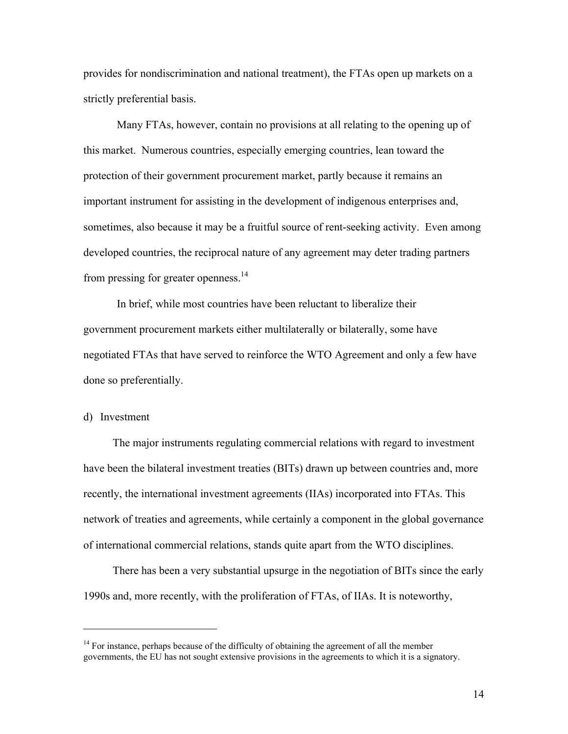provides for nondiscrimination and national treatment), the FTAs open up markets on a strictly preferential basis.

Many FTAs, however, contain no provisions at all relating to the opening up of this market. Numerous countries, especially emerging countries, lean toward the protection of their government procurement market, partly because it remains an important instrument for assisting in the development of indigenous enterprises and, sometimes, also because it may be a fruitful source of rent-seeking activity. Even among developed countries, the reciprocal nature of any agreement may deter trading partners from pressing for greater openness.[14]

In brief, while most countries have been reluctant to liberalize their government procurement markets either multilaterally or bilaterally, some have negotiated FTAs that have served to reinforce the WTO Agreement and only a few have done so preferentially.

d) Investment

The major instruments regulating commercial relations with regard to investment have been the bilateral investment treaties (BITs) drawn up between countries and, more recently, the international investment agreements (IIAs) incorporated into FTAs. This network of treaties and agreements, while certainly a component in the global governance of international commercial relations, stands quite apart from the WTO disciplines.

There has been a very substantial upsurge in the negotiation of BITs since the early 1990s and, more recently, with the proliferation of FTAs, of IIAs. It is noteworthy,

---

[14] For instance, perhaps because of the difficulty of obtaining the agreement of all the member governments, the EU has not sought extensive provisions in the agreements to which it is a signatory.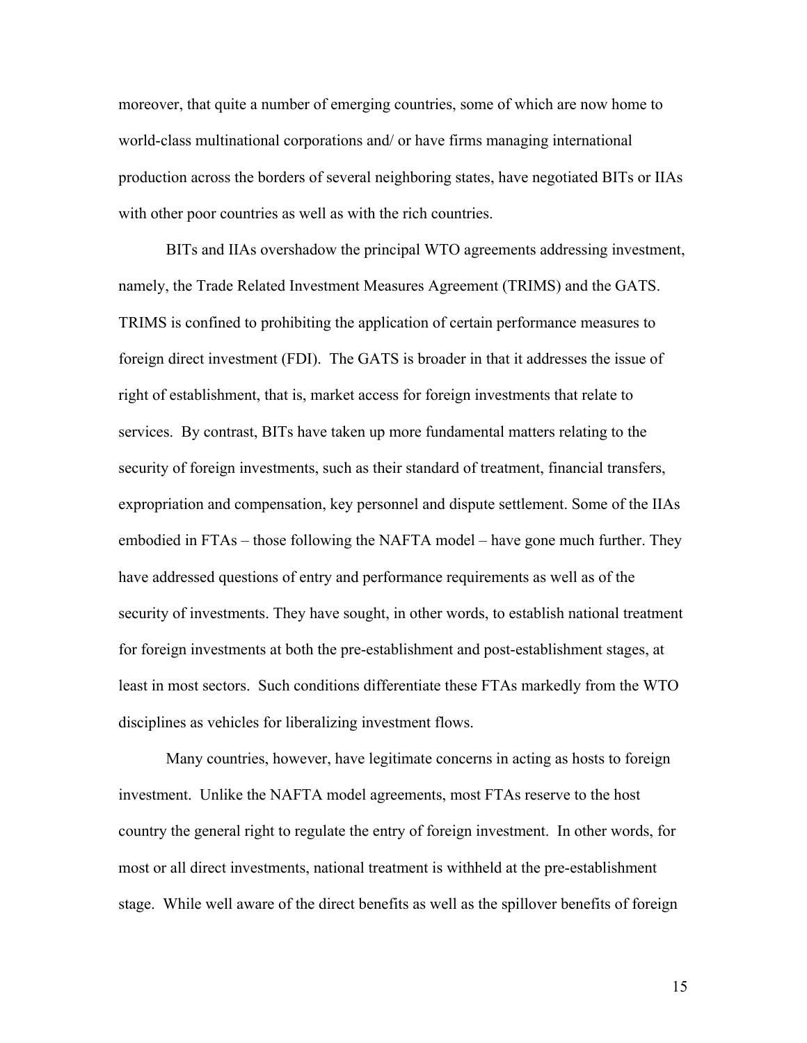moreover, that quite a number of emerging countries, some of which are now home to world-class multinational corporations and/ or have firms managing international production across the borders of several neighboring states, have negotiated BITs or IIAs with other poor countries as well as with the rich countries.

BITs and IIAs overshadow the principal WTO agreements addressing investment, namely, the Trade Related Investment Measures Agreement (TRIMS) and the GATS. TRIMS is confined to prohibiting the application of certain performance measures to foreign direct investment (FDI). The GATS is broader in that it addresses the issue of right of establishment, that is, market access for foreign investments that relate to services. By contrast, BITs have taken up more fundamental matters relating to the security of foreign investments, such as their standard of treatment, financial transfers, expropriation and compensation, key personnel and dispute settlement. Some of the IIAs embodied in FTAs – those following the NAFTA model – have gone much further. They have addressed questions of entry and performance requirements as well as of the security of investments. They have sought, in other words, to establish national treatment for foreign investments at both the pre-establishment and post-establishment stages, at least in most sectors. Such conditions differentiate these FTAs markedly from the WTO disciplines as vehicles for liberalizing investment flows.

Many countries, however, have legitimate concerns in acting as hosts to foreign investment. Unlike the NAFTA model agreements, most FTAs reserve to the host country the general right to regulate the entry of foreign investment. In other words, for most or all direct investments, national treatment is withheld at the pre-establishment stage. While well aware of the direct benefits as well as the spillover benefits of foreign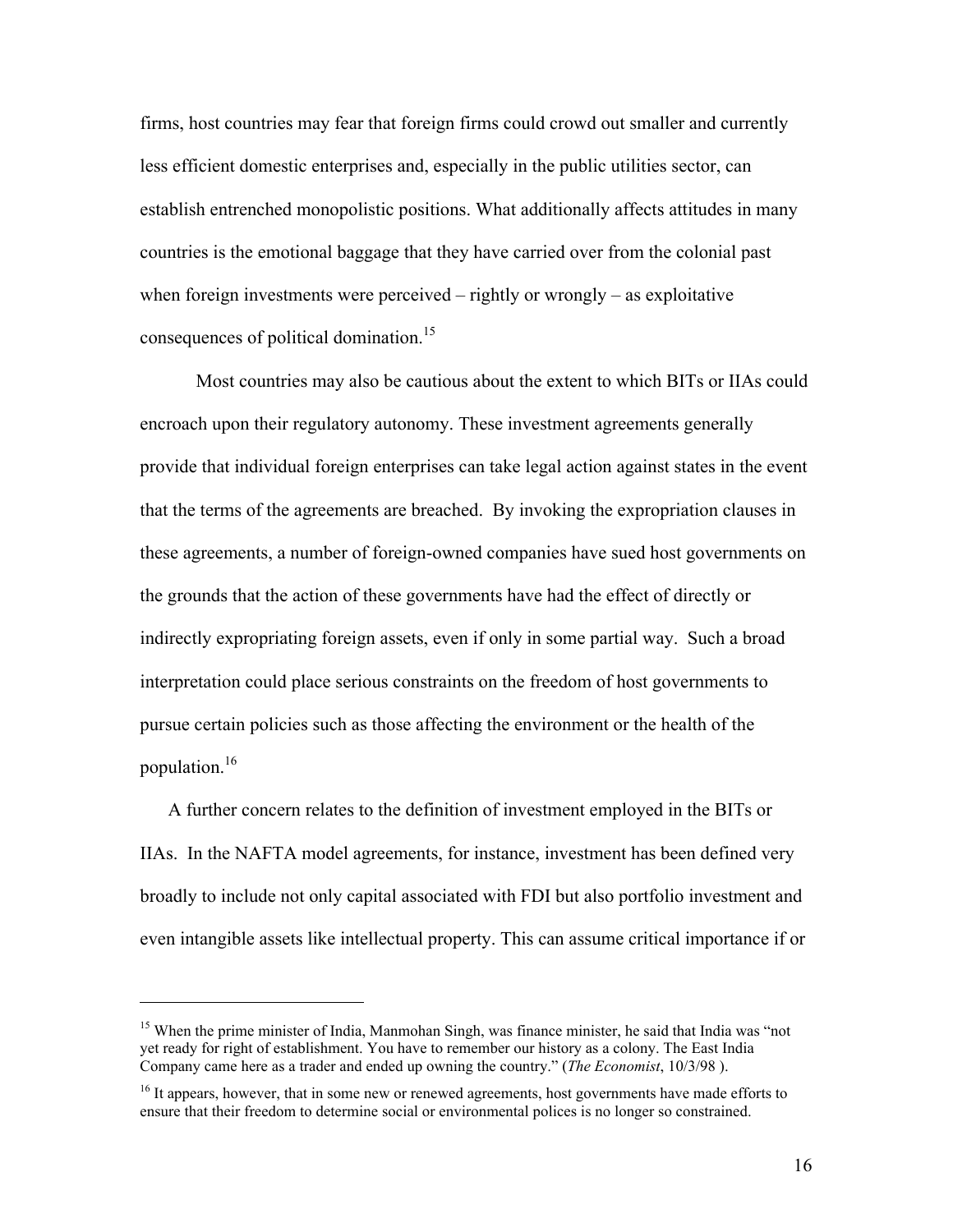firms, host countries may fear that foreign firms could crowd out smaller and currently less efficient domestic enterprises and, especially in the public utilities sector, can establish entrenched monopolistic positions. What additionally affects attitudes in many countries is the emotional baggage that they have carried over from the colonial past when foreign investments were perceived – rightly or wrongly – as exploitative consequences of political domination.[15]

Most countries may also be cautious about the extent to which BITs or IIAs could encroach upon their regulatory autonomy. These investment agreements generally provide that individual foreign enterprises can take legal action against states in the event that the terms of the agreements are breached. By invoking the expropriation clauses in these agreements, a number of foreign-owned companies have sued host governments on the grounds that the action of these governments have had the effect of directly or indirectly expropriating foreign assets, even if only in some partial way. Such a broad interpretation could place serious constraints on the freedom of host governments to pursue certain policies such as those affecting the environment or the health of the population.[16]

A further concern relates to the definition of investment employed in the BITs or IIAs. In the NAFTA model agreements, for instance, investment has been defined very broadly to include not only capital associated with FDI but also portfolio investment and even intangible assets like intellectual property. This can assume critical importance if or

---

[15] When the prime minister of India, Manmohan Singh, was finance minister, he said that India was "not yet ready for right of establishment. You have to remember our history as a colony. The East India Company came here as a trader and ended up owning the country." (*The Economist*, 10/3/98 ).

[16] It appears, however, that in some new or renewed agreements, host governments have made efforts to ensure that their freedom to determine social or environmental polices is no longer so constrained.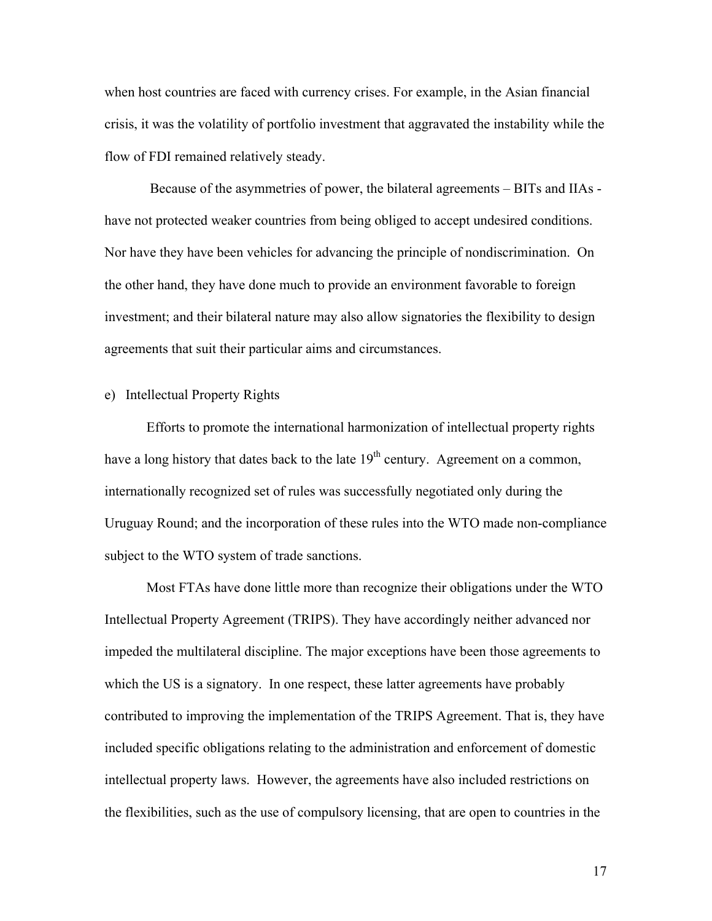when host countries are faced with currency crises. For example, in the Asian financial crisis, it was the volatility of portfolio investment that aggravated the instability while the flow of FDI remained relatively steady.

Because of the asymmetries of power, the bilateral agreements – BITs and IIAs - have not protected weaker countries from being obliged to accept undesired conditions. Nor have they have been vehicles for advancing the principle of nondiscrimination. On the other hand, they have done much to provide an environment favorable to foreign investment; and their bilateral nature may also allow signatories the flexibility to design agreements that suit their particular aims and circumstances.

e) Intellectual Property Rights

Efforts to promote the international harmonization of intellectual property rights have a long history that dates back to the late 19th century. Agreement on a common, internationally recognized set of rules was successfully negotiated only during the Uruguay Round; and the incorporation of these rules into the WTO made non-compliance subject to the WTO system of trade sanctions.

Most FTAs have done little more than recognize their obligations under the WTO Intellectual Property Agreement (TRIPS). They have accordingly neither advanced nor impeded the multilateral discipline. The major exceptions have been those agreements to which the US is a signatory. In one respect, these latter agreements have probably contributed to improving the implementation of the TRIPS Agreement. That is, they have included specific obligations relating to the administration and enforcement of domestic intellectual property laws. However, the agreements have also included restrictions on the flexibilities, such as the use of compulsory licensing, that are open to countries in the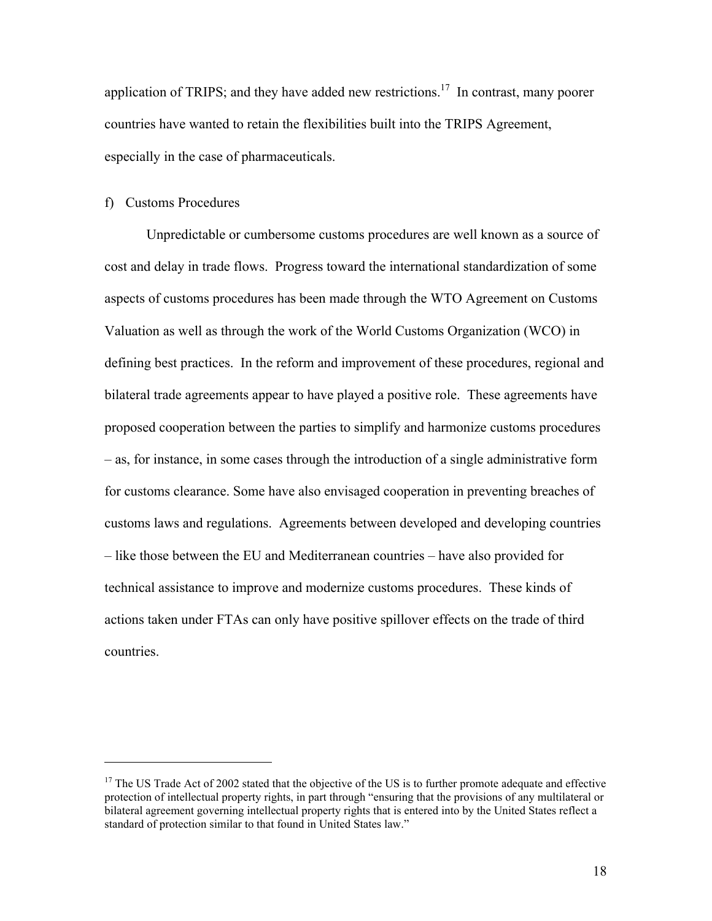application of TRIPS; and they have added new restrictions.[17] In contrast, many poorer countries have wanted to retain the flexibilities built into the TRIPS Agreement, especially in the case of pharmaceuticals.

f) Customs Procedures

Unpredictable or cumbersome customs procedures are well known as a source of cost and delay in trade flows. Progress toward the international standardization of some aspects of customs procedures has been made through the WTO Agreement on Customs Valuation as well as through the work of the World Customs Organization (WCO) in defining best practices. In the reform and improvement of these procedures, regional and bilateral trade agreements appear to have played a positive role. These agreements have proposed cooperation between the parties to simplify and harmonize customs procedures – as, for instance, in some cases through the introduction of a single administrative form for customs clearance. Some have also envisaged cooperation in preventing breaches of customs laws and regulations. Agreements between developed and developing countries – like those between the EU and Mediterranean countries – have also provided for technical assistance to improve and modernize customs procedures. These kinds of actions taken under FTAs can only have positive spillover effects on the trade of third countries.

---

[17] The US Trade Act of 2002 stated that the objective of the US is to further promote adequate and effective protection of intellectual property rights, in part through "ensuring that the provisions of any multilateral or bilateral agreement governing intellectual property rights that is entered into by the United States reflect a standard of protection similar to that found in United States law."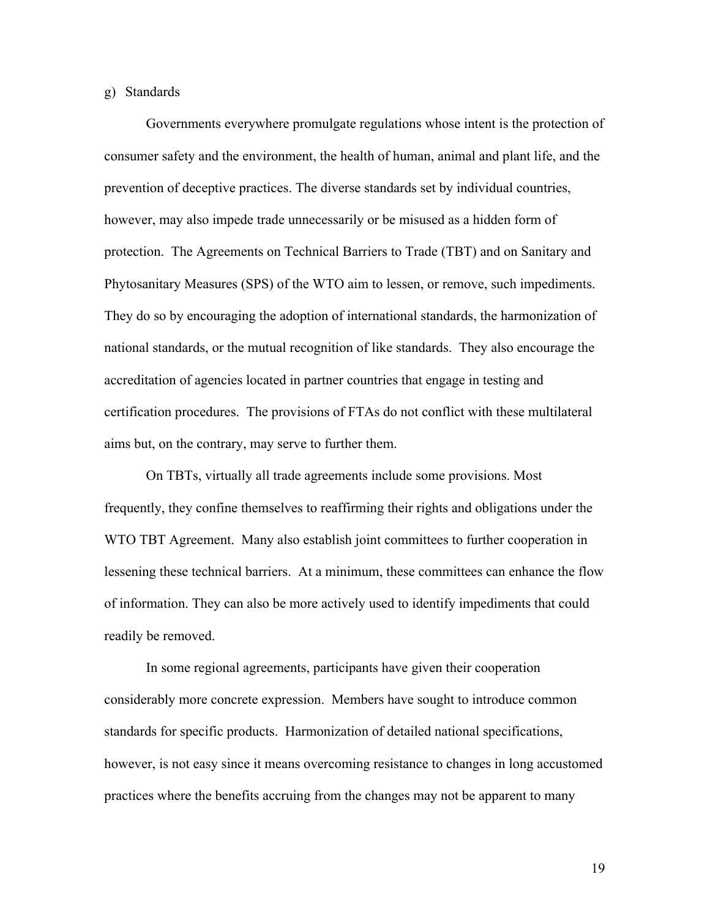g) Standards

Governments everywhere promulgate regulations whose intent is the protection of consumer safety and the environment, the health of human, animal and plant life, and the prevention of deceptive practices. The diverse standards set by individual countries, however, may also impede trade unnecessarily or be misused as a hidden form of protection. The Agreements on Technical Barriers to Trade (TBT) and on Sanitary and Phytosanitary Measures (SPS) of the WTO aim to lessen, or remove, such impediments. They do so by encouraging the adoption of international standards, the harmonization of national standards, or the mutual recognition of like standards. They also encourage the accreditation of agencies located in partner countries that engage in testing and certification procedures. The provisions of FTAs do not conflict with these multilateral aims but, on the contrary, may serve to further them.

On TBTs, virtually all trade agreements include some provisions. Most frequently, they confine themselves to reaffirming their rights and obligations under the WTO TBT Agreement. Many also establish joint committees to further cooperation in lessening these technical barriers. At a minimum, these committees can enhance the flow of information. They can also be more actively used to identify impediments that could readily be removed.

In some regional agreements, participants have given their cooperation considerably more concrete expression. Members have sought to introduce common standards for specific products. Harmonization of detailed national specifications, however, is not easy since it means overcoming resistance to changes in long accustomed practices where the benefits accruing from the changes may not be apparent to many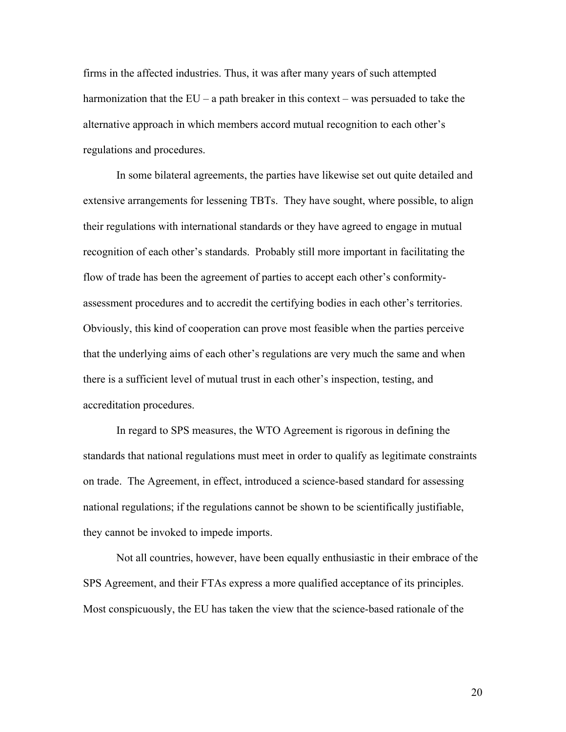firms in the affected industries. Thus, it was after many years of such attempted harmonization that the EU – a path breaker in this context – was persuaded to take the alternative approach in which members accord mutual recognition to each other's regulations and procedures.

In some bilateral agreements, the parties have likewise set out quite detailed and extensive arrangements for lessening TBTs. They have sought, where possible, to align their regulations with international standards or they have agreed to engage in mutual recognition of each other's standards. Probably still more important in facilitating the flow of trade has been the agreement of parties to accept each other's conformity-assessment procedures and to accredit the certifying bodies in each other's territories. Obviously, this kind of cooperation can prove most feasible when the parties perceive that the underlying aims of each other's regulations are very much the same and when there is a sufficient level of mutual trust in each other's inspection, testing, and accreditation procedures.

In regard to SPS measures, the WTO Agreement is rigorous in defining the standards that national regulations must meet in order to qualify as legitimate constraints on trade. The Agreement, in effect, introduced a science-based standard for assessing national regulations; if the regulations cannot be shown to be scientifically justifiable, they cannot be invoked to impede imports.

Not all countries, however, have been equally enthusiastic in their embrace of the SPS Agreement, and their FTAs express a more qualified acceptance of its principles. Most conspicuously, the EU has taken the view that the science-based rationale of the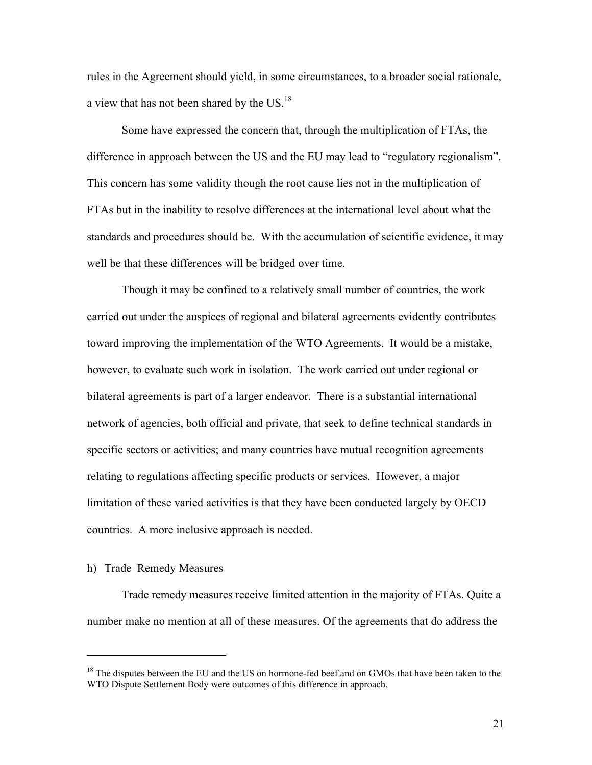rules in the Agreement should yield, in some circumstances, to a broader social rationale, a view that has not been shared by the US.[18]

Some have expressed the concern that, through the multiplication of FTAs, the difference in approach between the US and the EU may lead to "regulatory regionalism". This concern has some validity though the root cause lies not in the multiplication of FTAs but in the inability to resolve differences at the international level about what the standards and procedures should be. With the accumulation of scientific evidence, it may well be that these differences will be bridged over time.

Though it may be confined to a relatively small number of countries, the work carried out under the auspices of regional and bilateral agreements evidently contributes toward improving the implementation of the WTO Agreements. It would be a mistake, however, to evaluate such work in isolation. The work carried out under regional or bilateral agreements is part of a larger endeavor. There is a substantial international network of agencies, both official and private, that seek to define technical standards in specific sectors or activities; and many countries have mutual recognition agreements relating to regulations affecting specific products or services. However, a major limitation of these varied activities is that they have been conducted largely by OECD countries. A more inclusive approach is needed.

### h) Trade Remedy Measures

Trade remedy measures receive limited attention in the majority of FTAs. Quite a number make no mention at all of these measures. Of the agreements that do address the

---

[18] The disputes between the EU and the US on hormone-fed beef and on GMOs that have been taken to the WTO Dispute Settlement Body were outcomes of this difference in approach.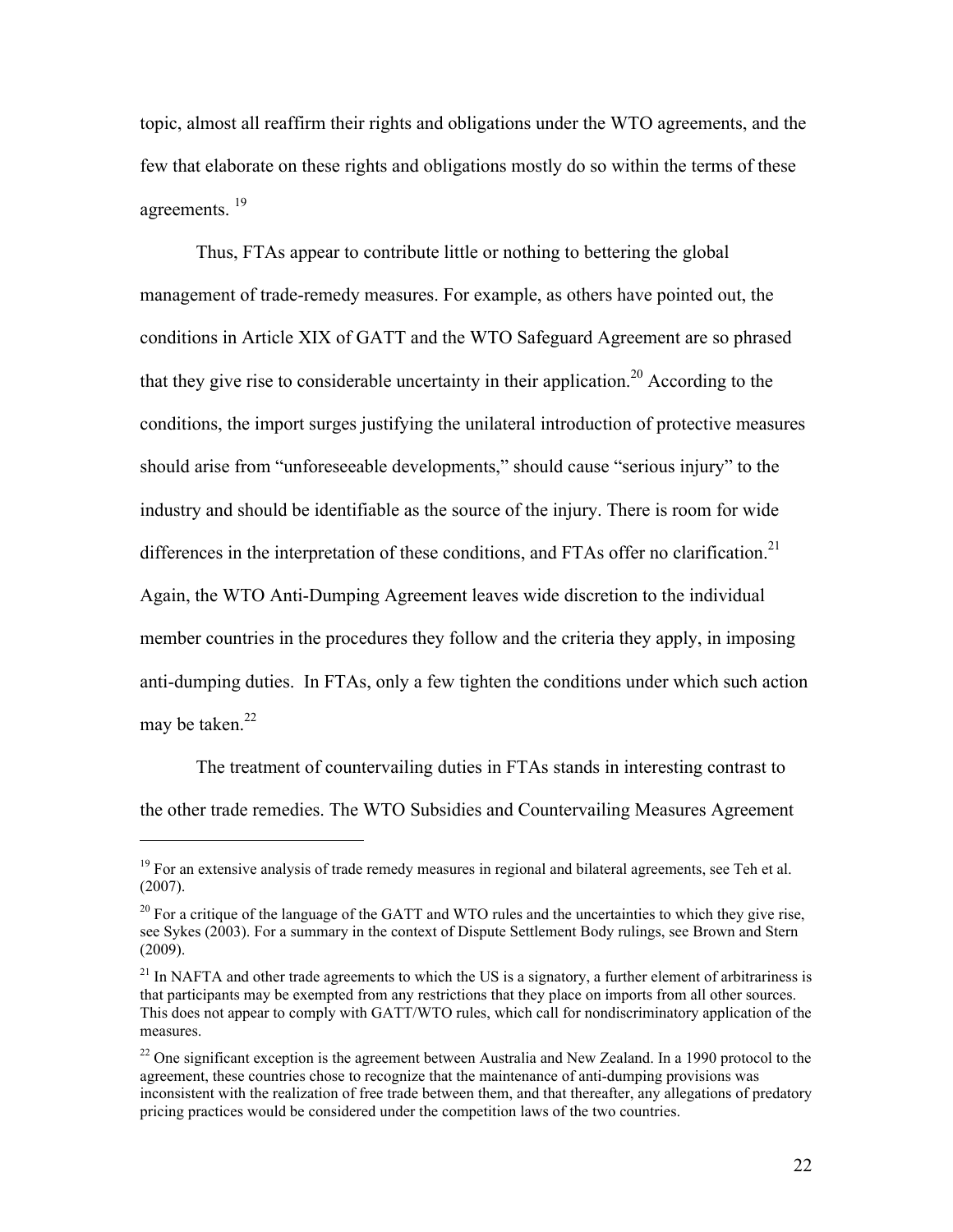topic, almost all reaffirm their rights and obligations under the WTO agreements, and the few that elaborate on these rights and obligations mostly do so within the terms of these agreements. [19]

Thus, FTAs appear to contribute little or nothing to bettering the global management of trade-remedy measures. For example, as others have pointed out, the conditions in Article XIX of GATT and the WTO Safeguard Agreement are so phrased that they give rise to considerable uncertainty in their application.[20] According to the conditions, the import surges justifying the unilateral introduction of protective measures should arise from "unforeseeable developments," should cause "serious injury" to the industry and should be identifiable as the source of the injury. There is room for wide differences in the interpretation of these conditions, and FTAs offer no clarification.[21] Again, the WTO Anti-Dumping Agreement leaves wide discretion to the individual member countries in the procedures they follow and the criteria they apply, in imposing anti-dumping duties. In FTAs, only a few tighten the conditions under which such action may be taken.[22]

The treatment of countervailing duties in FTAs stands in interesting contrast to the other trade remedies. The WTO Subsidies and Countervailing Measures Agreement

---

[19] For an extensive analysis of trade remedy measures in regional and bilateral agreements, see Teh et al. (2007).

[20] For a critique of the language of the GATT and WTO rules and the uncertainties to which they give rise, see Sykes (2003). For a summary in the context of Dispute Settlement Body rulings, see Brown and Stern (2009).

[21] In NAFTA and other trade agreements to which the US is a signatory, a further element of arbitrariness is that participants may be exempted from any restrictions that they place on imports from all other sources. This does not appear to comply with GATT/WTO rules, which call for nondiscriminatory application of the measures.

[22] One significant exception is the agreement between Australia and New Zealand. In a 1990 protocol to the agreement, these countries chose to recognize that the maintenance of anti-dumping provisions was inconsistent with the realization of free trade between them, and that thereafter, any allegations of predatory pricing practices would be considered under the competition laws of the two countries.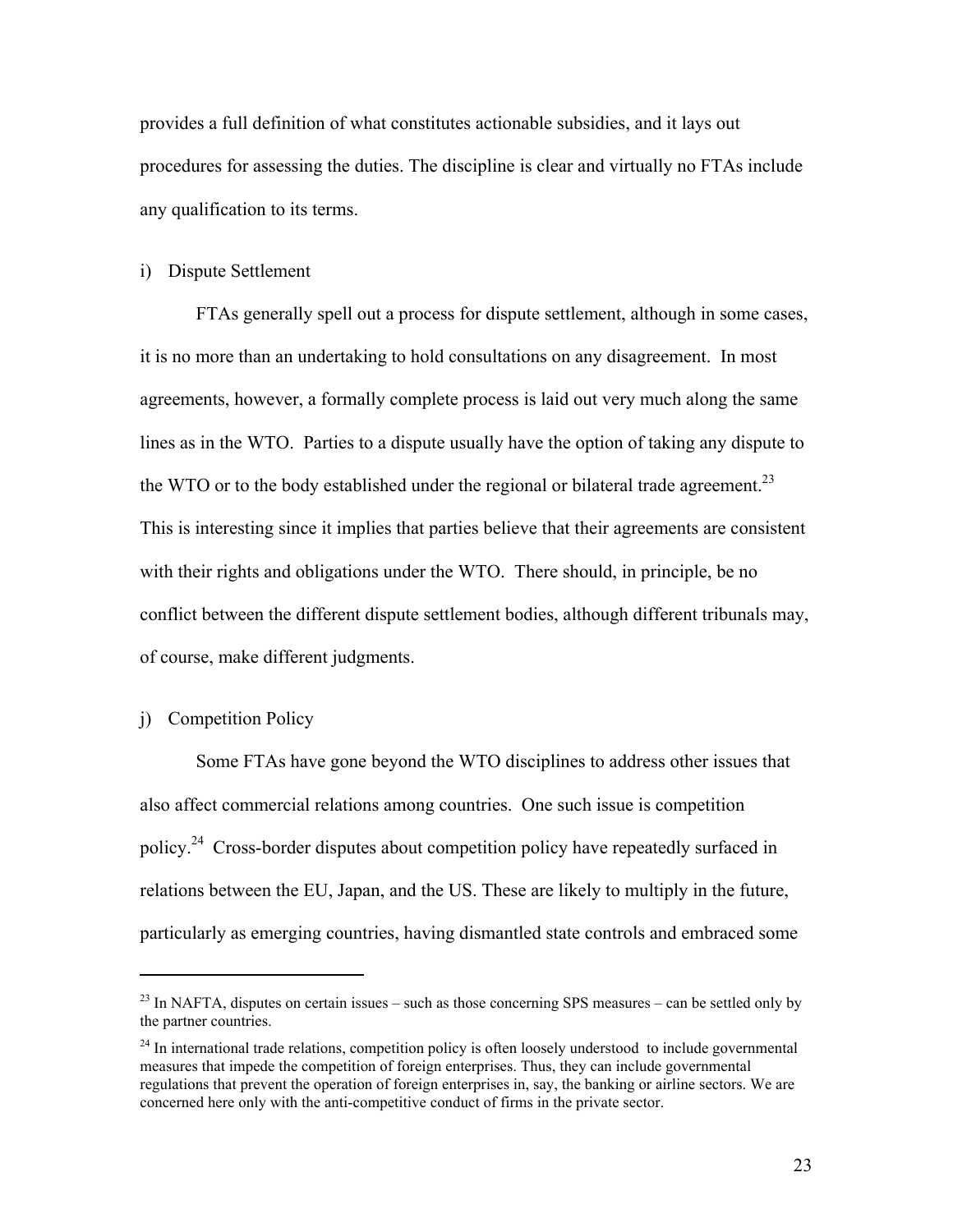provides a full definition of what constitutes actionable subsidies, and it lays out procedures for assessing the duties. The discipline is clear and virtually no FTAs include any qualification to its terms.

i) Dispute Settlement

FTAs generally spell out a process for dispute settlement, although in some cases, it is no more than an undertaking to hold consultations on any disagreement. In most agreements, however, a formally complete process is laid out very much along the same lines as in the WTO. Parties to a dispute usually have the option of taking any dispute to the WTO or to the body established under the regional or bilateral trade agreement.[23] This is interesting since it implies that parties believe that their agreements are consistent with their rights and obligations under the WTO. There should, in principle, be no conflict between the different dispute settlement bodies, although different tribunals may, of course, make different judgments.

j) Competition Policy

Some FTAs have gone beyond the WTO disciplines to address other issues that also affect commercial relations among countries. One such issue is competition policy.[24] Cross-border disputes about competition policy have repeatedly surfaced in relations between the EU, Japan, and the US. These are likely to multiply in the future, particularly as emerging countries, having dismantled state controls and embraced some

---

[23] In NAFTA, disputes on certain issues – such as those concerning SPS measures – can be settled only by the partner countries.

[24] In international trade relations, competition policy is often loosely understood to include governmental measures that impede the competition of foreign enterprises. Thus, they can include governmental regulations that prevent the operation of foreign enterprises in, say, the banking or airline sectors. We are concerned here only with the anti-competitive conduct of firms in the private sector.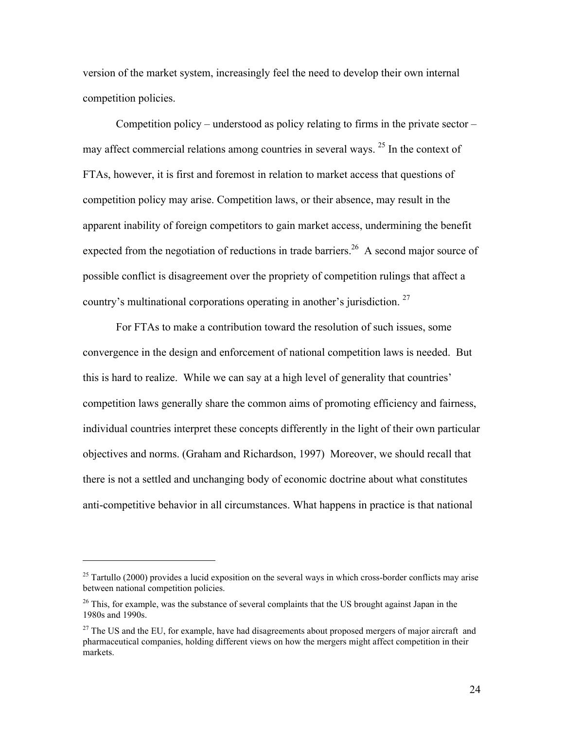version of the market system, increasingly feel the need to develop their own internal competition policies.

Competition policy – understood as policy relating to firms in the private sector – may affect commercial relations among countries in several ways. [25] In the context of FTAs, however, it is first and foremost in relation to market access that questions of competition policy may arise. Competition laws, or their absence, may result in the apparent inability of foreign competitors to gain market access, undermining the benefit expected from the negotiation of reductions in trade barriers.[26] A second major source of possible conflict is disagreement over the propriety of competition rulings that affect a country's multinational corporations operating in another's jurisdiction. [27]

For FTAs to make a contribution toward the resolution of such issues, some convergence in the design and enforcement of national competition laws is needed. But this is hard to realize. While we can say at a high level of generality that countries' competition laws generally share the common aims of promoting efficiency and fairness, individual countries interpret these concepts differently in the light of their own particular objectives and norms. (Graham and Richardson, 1997) Moreover, we should recall that there is not a settled and unchanging body of economic doctrine about what constitutes anti-competitive behavior in all circumstances. What happens in practice is that national

---

[25] Tartullo (2000) provides a lucid exposition on the several ways in which cross-border conflicts may arise between national competition policies.

[26] This, for example, was the substance of several complaints that the US brought against Japan in the 1980s and 1990s.

[27] The US and the EU, for example, have had disagreements about proposed mergers of major aircraft and pharmaceutical companies, holding different views on how the mergers might affect competition in their markets.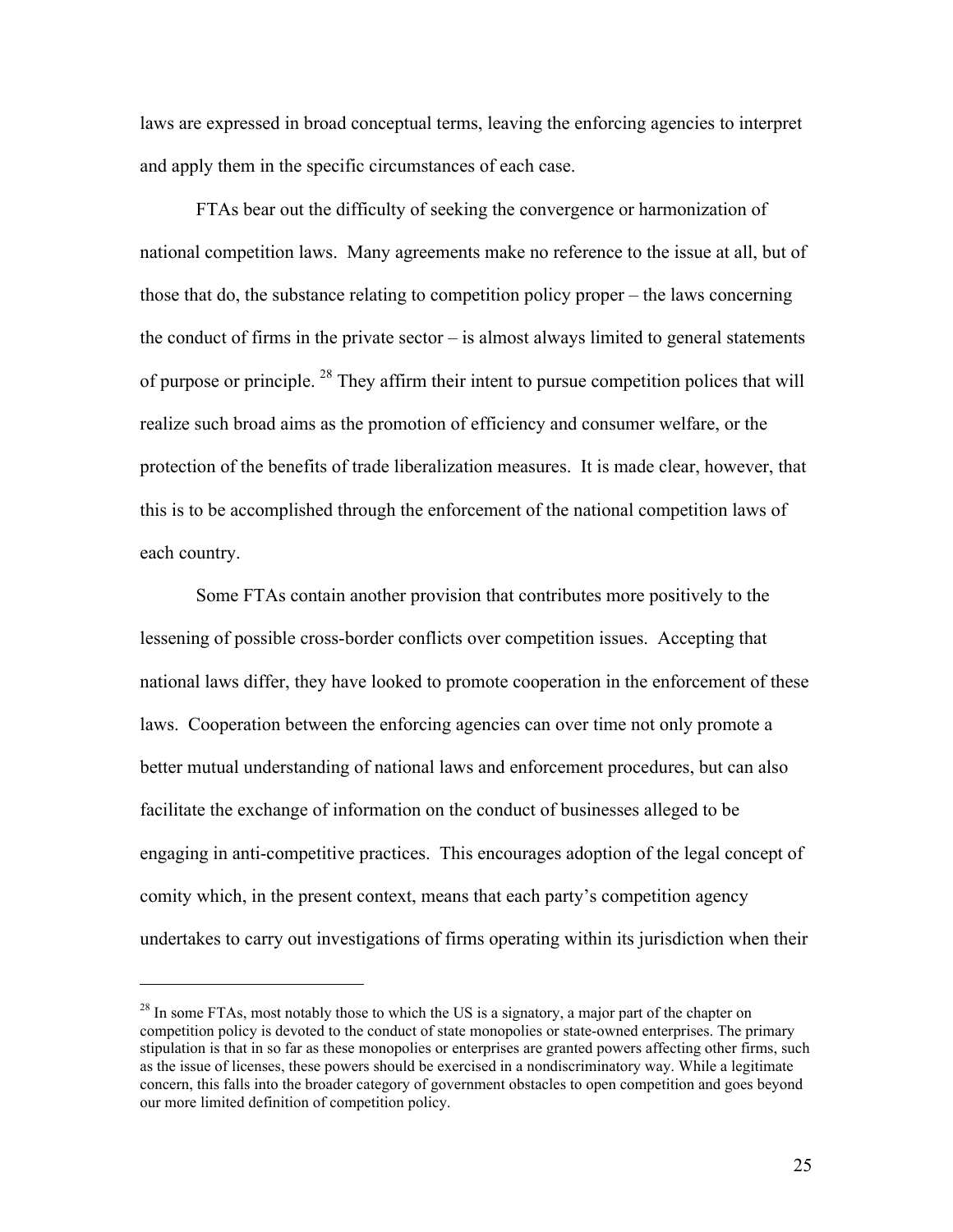laws are expressed in broad conceptual terms, leaving the enforcing agencies to interpret and apply them in the specific circumstances of each case.

FTAs bear out the difficulty of seeking the convergence or harmonization of national competition laws. Many agreements make no reference to the issue at all, but of those that do, the substance relating to competition policy proper – the laws concerning the conduct of firms in the private sector – is almost always limited to general statements of purpose or principle. [28] They affirm their intent to pursue competition polices that will realize such broad aims as the promotion of efficiency and consumer welfare, or the protection of the benefits of trade liberalization measures. It is made clear, however, that this is to be accomplished through the enforcement of the national competition laws of each country.

Some FTAs contain another provision that contributes more positively to the lessening of possible cross-border conflicts over competition issues. Accepting that national laws differ, they have looked to promote cooperation in the enforcement of these laws. Cooperation between the enforcing agencies can over time not only promote a better mutual understanding of national laws and enforcement procedures, but can also facilitate the exchange of information on the conduct of businesses alleged to be engaging in anti-competitive practices. This encourages adoption of the legal concept of comity which, in the present context, means that each party's competition agency undertakes to carry out investigations of firms operating within its jurisdiction when their

---

[28] In some FTAs, most notably those to which the US is a signatory, a major part of the chapter on competition policy is devoted to the conduct of state monopolies or state-owned enterprises. The primary stipulation is that in so far as these monopolies or enterprises are granted powers affecting other firms, such as the issue of licenses, these powers should be exercised in a nondiscriminatory way. While a legitimate concern, this falls into the broader category of government obstacles to open competition and goes beyond our more limited definition of competition policy.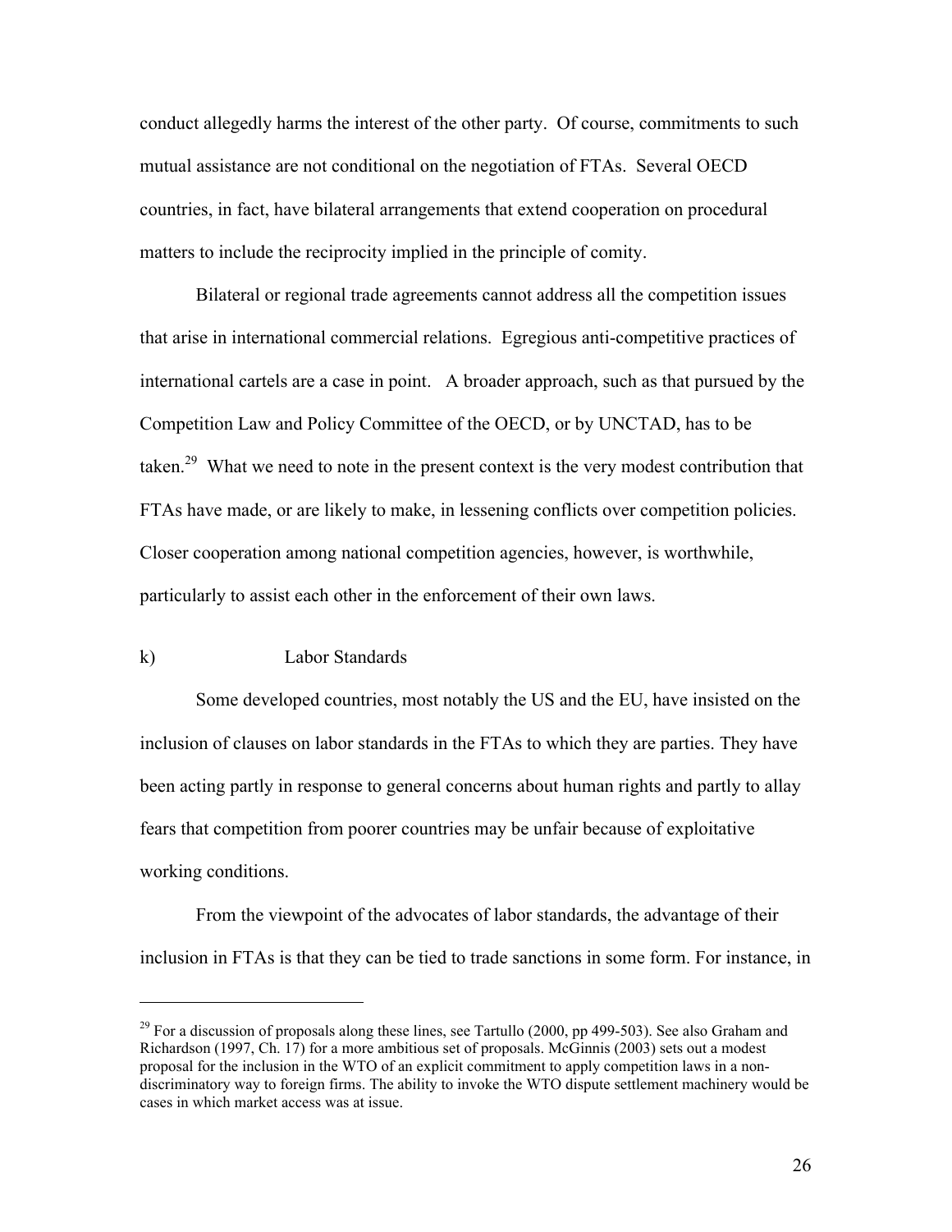conduct allegedly harms the interest of the other party. Of course, commitments to such mutual assistance are not conditional on the negotiation of FTAs. Several OECD countries, in fact, have bilateral arrangements that extend cooperation on procedural matters to include the reciprocity implied in the principle of comity.

Bilateral or regional trade agreements cannot address all the competition issues that arise in international commercial relations. Egregious anti-competitive practices of international cartels are a case in point. A broader approach, such as that pursued by the Competition Law and Policy Committee of the OECD, or by UNCTAD, has to be taken.[29] What we need to note in the present context is the very modest contribution that FTAs have made, or are likely to make, in lessening conflicts over competition policies. Closer cooperation among national competition agencies, however, is worthwhile, particularly to assist each other in the enforcement of their own laws.

### k) Labor Standards

Some developed countries, most notably the US and the EU, have insisted on the inclusion of clauses on labor standards in the FTAs to which they are parties. They have been acting partly in response to general concerns about human rights and partly to allay fears that competition from poorer countries may be unfair because of exploitative working conditions.

From the viewpoint of the advocates of labor standards, the advantage of their inclusion in FTAs is that they can be tied to trade sanctions in some form. For instance, in

---

[29] For a discussion of proposals along these lines, see Tartullo (2000, pp 499-503). See also Graham and Richardson (1997, Ch. 17) for a more ambitious set of proposals. McGinnis (2003) sets out a modest proposal for the inclusion in the WTO of an explicit commitment to apply competition laws in a non-discriminatory way to foreign firms. The ability to invoke the WTO dispute settlement machinery would be cases in which market access was at issue.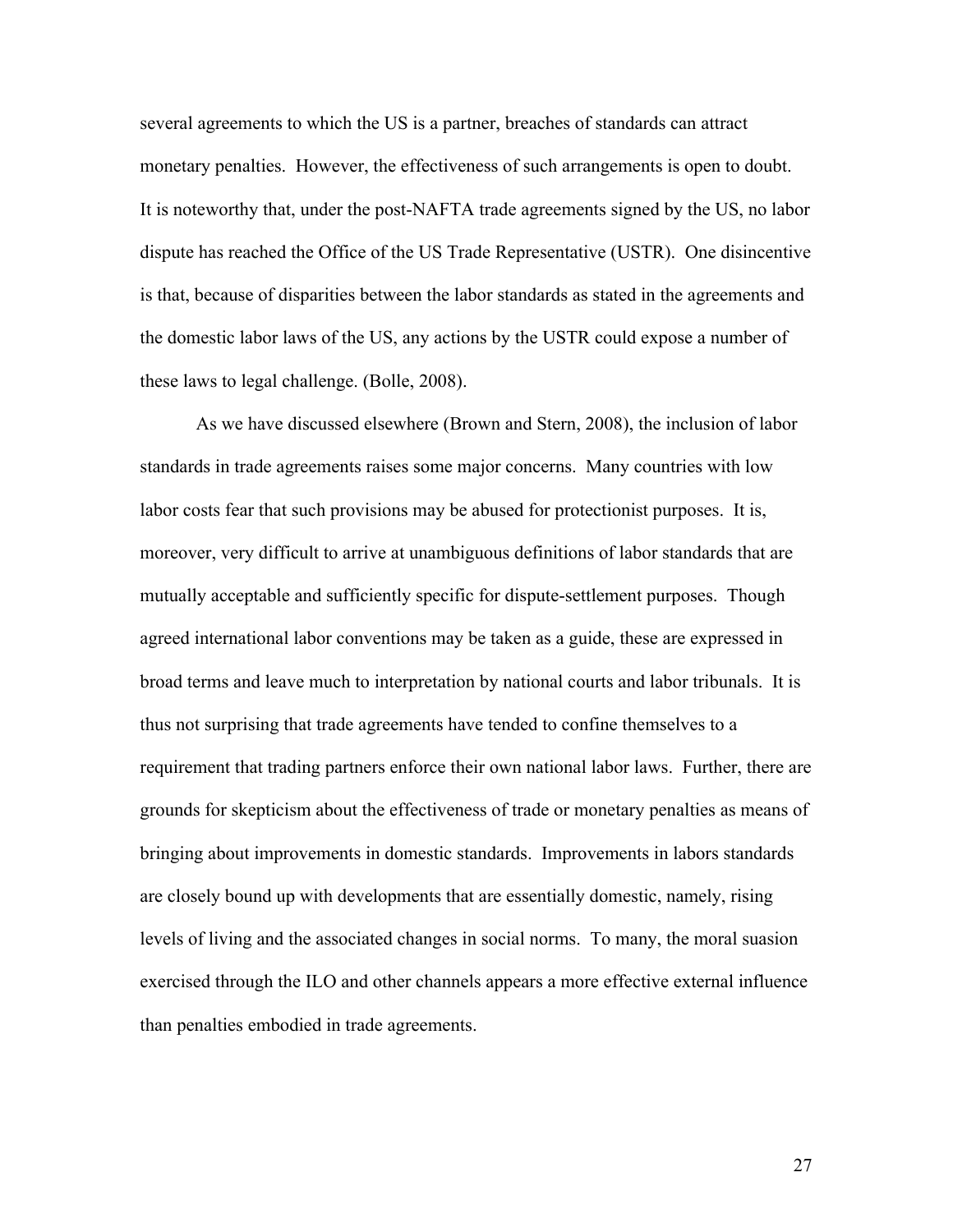several agreements to which the US is a partner, breaches of standards can attract monetary penalties. However, the effectiveness of such arrangements is open to doubt. It is noteworthy that, under the post-NAFTA trade agreements signed by the US, no labor dispute has reached the Office of the US Trade Representative (USTR). One disincentive is that, because of disparities between the labor standards as stated in the agreements and the domestic labor laws of the US, any actions by the USTR could expose a number of these laws to legal challenge. (Bolle, 2008).

As we have discussed elsewhere (Brown and Stern, 2008), the inclusion of labor standards in trade agreements raises some major concerns. Many countries with low labor costs fear that such provisions may be abused for protectionist purposes. It is, moreover, very difficult to arrive at unambiguous definitions of labor standards that are mutually acceptable and sufficiently specific for dispute-settlement purposes. Though agreed international labor conventions may be taken as a guide, these are expressed in broad terms and leave much to interpretation by national courts and labor tribunals. It is thus not surprising that trade agreements have tended to confine themselves to a requirement that trading partners enforce their own national labor laws. Further, there are grounds for skepticism about the effectiveness of trade or monetary penalties as means of bringing about improvements in domestic standards. Improvements in labors standards are closely bound up with developments that are essentially domestic, namely, rising levels of living and the associated changes in social norms. To many, the moral suasion exercised through the ILO and other channels appears a more effective external influence than penalties embodied in trade agreements.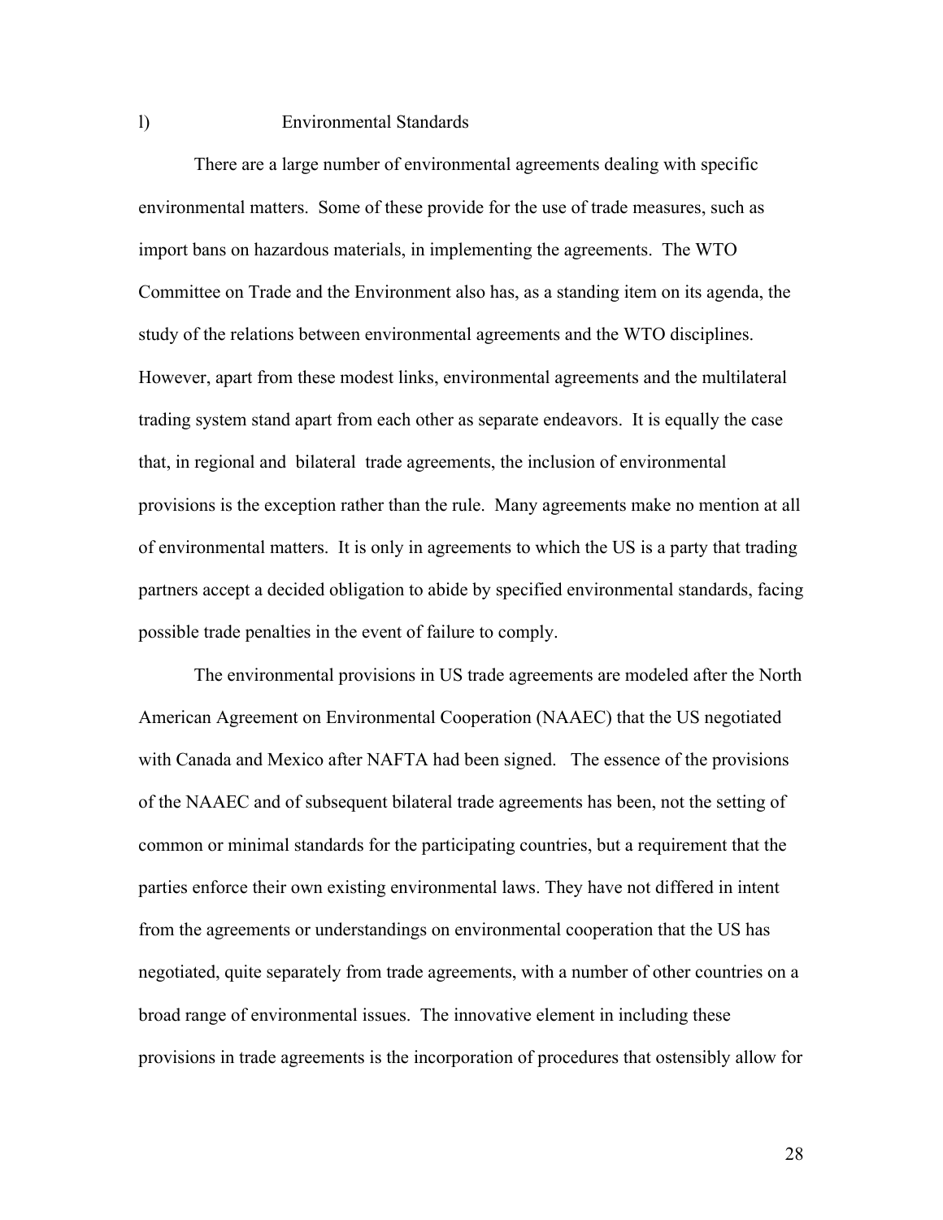### l) Environmental Standards

There are a large number of environmental agreements dealing with specific environmental matters. Some of these provide for the use of trade measures, such as import bans on hazardous materials, in implementing the agreements. The WTO Committee on Trade and the Environment also has, as a standing item on its agenda, the study of the relations between environmental agreements and the WTO disciplines. However, apart from these modest links, environmental agreements and the multilateral trading system stand apart from each other as separate endeavors. It is equally the case that, in regional and bilateral trade agreements, the inclusion of environmental provisions is the exception rather than the rule. Many agreements make no mention at all of environmental matters. It is only in agreements to which the US is a party that trading partners accept a decided obligation to abide by specified environmental standards, facing possible trade penalties in the event of failure to comply.

The environmental provisions in US trade agreements are modeled after the North American Agreement on Environmental Cooperation (NAAEC) that the US negotiated with Canada and Mexico after NAFTA had been signed. The essence of the provisions of the NAAEC and of subsequent bilateral trade agreements has been, not the setting of common or minimal standards for the participating countries, but a requirement that the parties enforce their own existing environmental laws. They have not differed in intent from the agreements or understandings on environmental cooperation that the US has negotiated, quite separately from trade agreements, with a number of other countries on a broad range of environmental issues. The innovative element in including these provisions in trade agreements is the incorporation of procedures that ostensibly allow for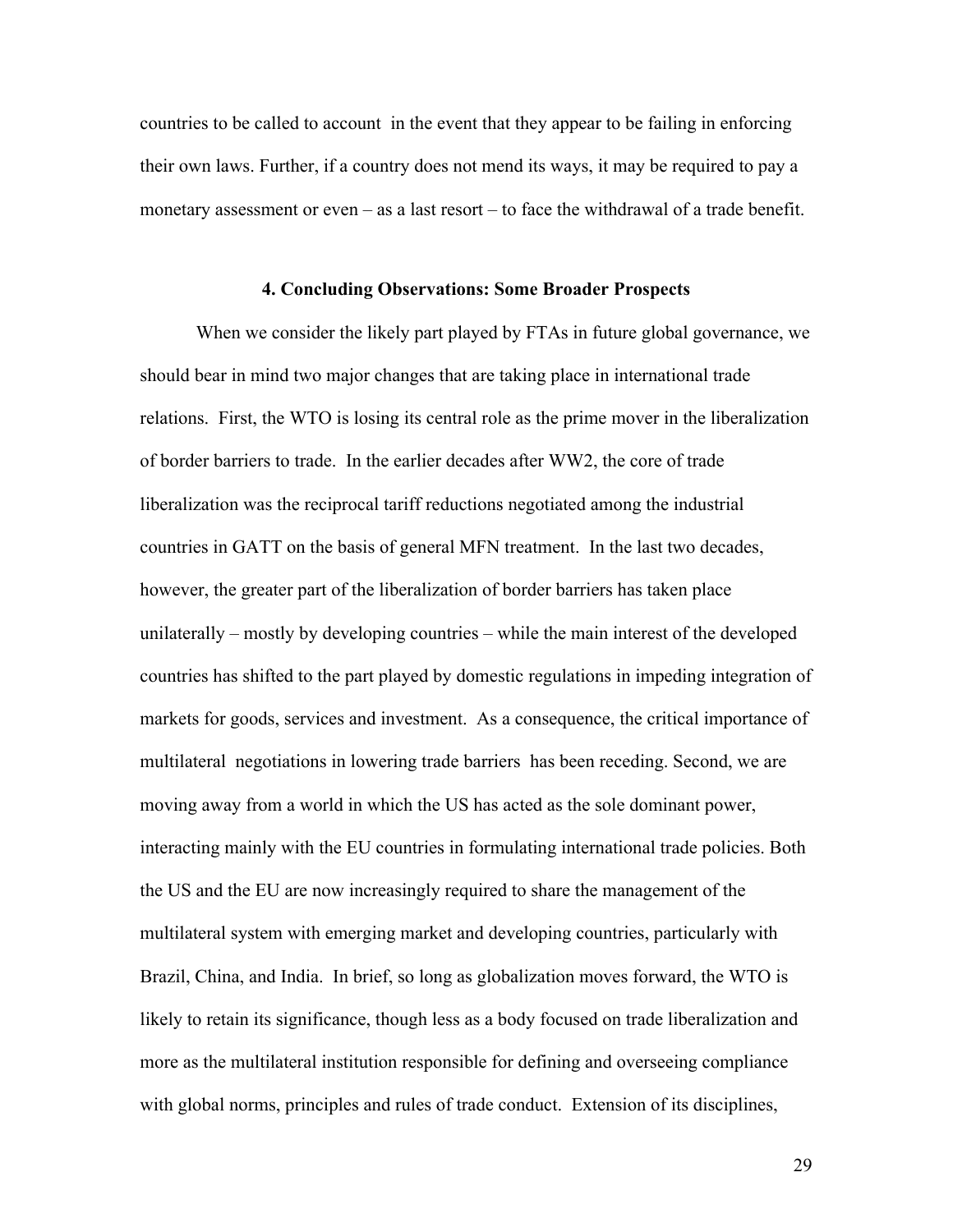countries to be called to account in the event that they appear to be failing in enforcing their own laws. Further, if a country does not mend its ways, it may be required to pay a monetary assessment or even – as a last resort – to face the withdrawal of a trade benefit.

### 4. Concluding Observations: Some Broader Prospects

When we consider the likely part played by FTAs in future global governance, we should bear in mind two major changes that are taking place in international trade relations. First, the WTO is losing its central role as the prime mover in the liberalization of border barriers to trade. In the earlier decades after WW2, the core of trade liberalization was the reciprocal tariff reductions negotiated among the industrial countries in GATT on the basis of general MFN treatment. In the last two decades, however, the greater part of the liberalization of border barriers has taken place unilaterally – mostly by developing countries – while the main interest of the developed countries has shifted to the part played by domestic regulations in impeding integration of markets for goods, services and investment. As a consequence, the critical importance of multilateral negotiations in lowering trade barriers has been receding. Second, we are moving away from a world in which the US has acted as the sole dominant power, interacting mainly with the EU countries in formulating international trade policies. Both the US and the EU are now increasingly required to share the management of the multilateral system with emerging market and developing countries, particularly with Brazil, China, and India. In brief, so long as globalization moves forward, the WTO is likely to retain its significance, though less as a body focused on trade liberalization and more as the multilateral institution responsible for defining and overseeing compliance with global norms, principles and rules of trade conduct. Extension of its disciplines,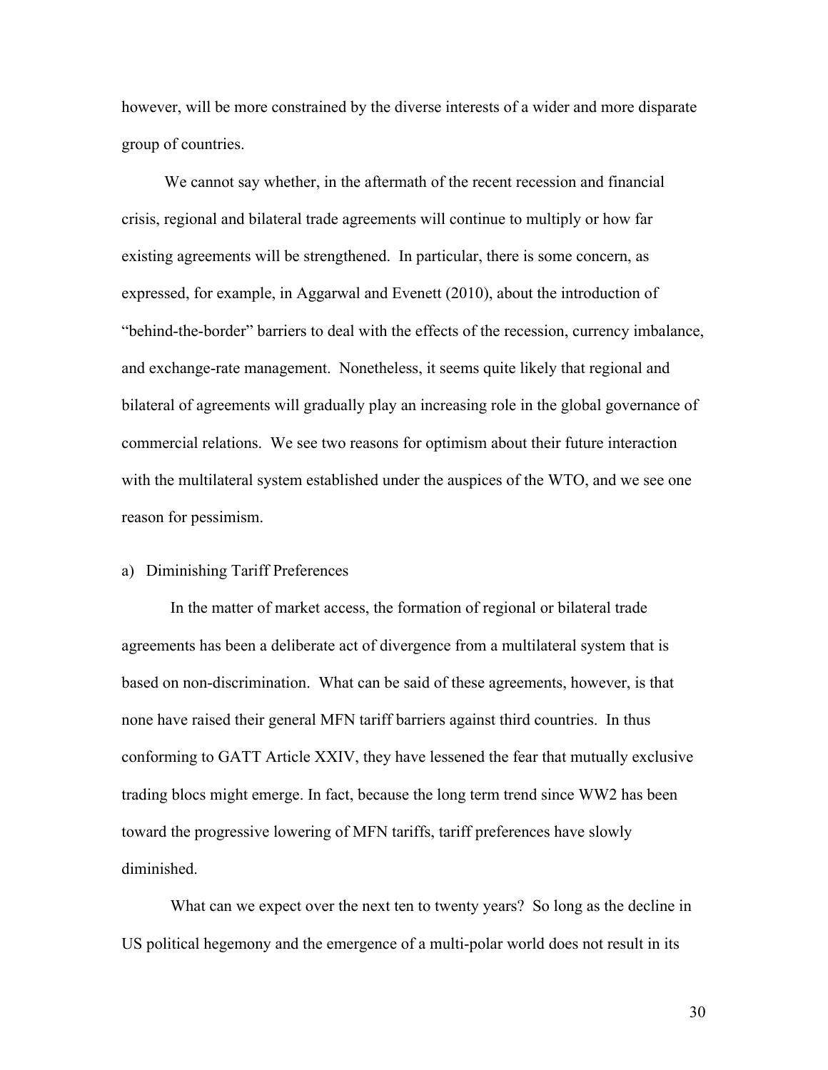however, will be more constrained by the diverse interests of a wider and more disparate group of countries.

We cannot say whether, in the aftermath of the recent recession and financial crisis, regional and bilateral trade agreements will continue to multiply or how far existing agreements will be strengthened. In particular, there is some concern, as expressed, for example, in Aggarwal and Evenett (2010), about the introduction of "behind-the-border" barriers to deal with the effects of the recession, currency imbalance, and exchange-rate management. Nonetheless, it seems quite likely that regional and bilateral of agreements will gradually play an increasing role in the global governance of commercial relations. We see two reasons for optimism about their future interaction with the multilateral system established under the auspices of the WTO, and we see one reason for pessimism.

### a) Diminishing Tariff Preferences

In the matter of market access, the formation of regional or bilateral trade agreements has been a deliberate act of divergence from a multilateral system that is based on non-discrimination. What can be said of these agreements, however, is that none have raised their general MFN tariff barriers against third countries. In thus conforming to GATT Article XXIV, they have lessened the fear that mutually exclusive trading blocs might emerge. In fact, because the long term trend since WW2 has been toward the progressive lowering of MFN tariffs, tariff preferences have slowly diminished.

What can we expect over the next ten to twenty years? So long as the decline in US political hegemony and the emergence of a multi-polar world does not result in its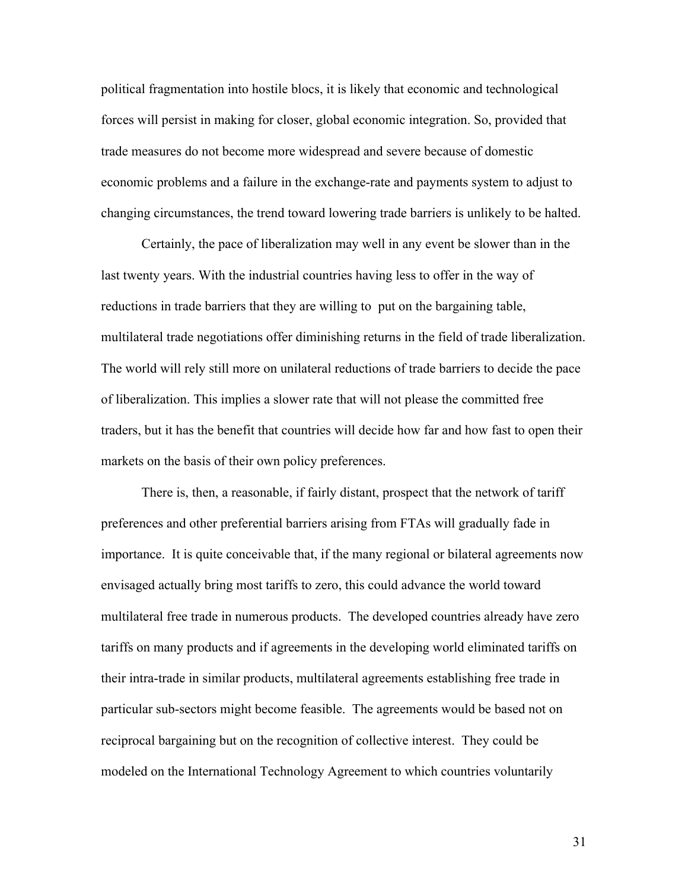political fragmentation into hostile blocs, it is likely that economic and technological forces will persist in making for closer, global economic integration. So, provided that trade measures do not become more widespread and severe because of domestic economic problems and a failure in the exchange-rate and payments system to adjust to changing circumstances, the trend toward lowering trade barriers is unlikely to be halted.

Certainly, the pace of liberalization may well in any event be slower than in the last twenty years. With the industrial countries having less to offer in the way of reductions in trade barriers that they are willing to put on the bargaining table, multilateral trade negotiations offer diminishing returns in the field of trade liberalization. The world will rely still more on unilateral reductions of trade barriers to decide the pace of liberalization. This implies a slower rate that will not please the committed free traders, but it has the benefit that countries will decide how far and how fast to open their markets on the basis of their own policy preferences.

There is, then, a reasonable, if fairly distant, prospect that the network of tariff preferences and other preferential barriers arising from FTAs will gradually fade in importance. It is quite conceivable that, if the many regional or bilateral agreements now envisaged actually bring most tariffs to zero, this could advance the world toward multilateral free trade in numerous products. The developed countries already have zero tariffs on many products and if agreements in the developing world eliminated tariffs on their intra-trade in similar products, multilateral agreements establishing free trade in particular sub-sectors might become feasible. The agreements would be based not on reciprocal bargaining but on the recognition of collective interest. They could be modeled on the International Technology Agreement to which countries voluntarily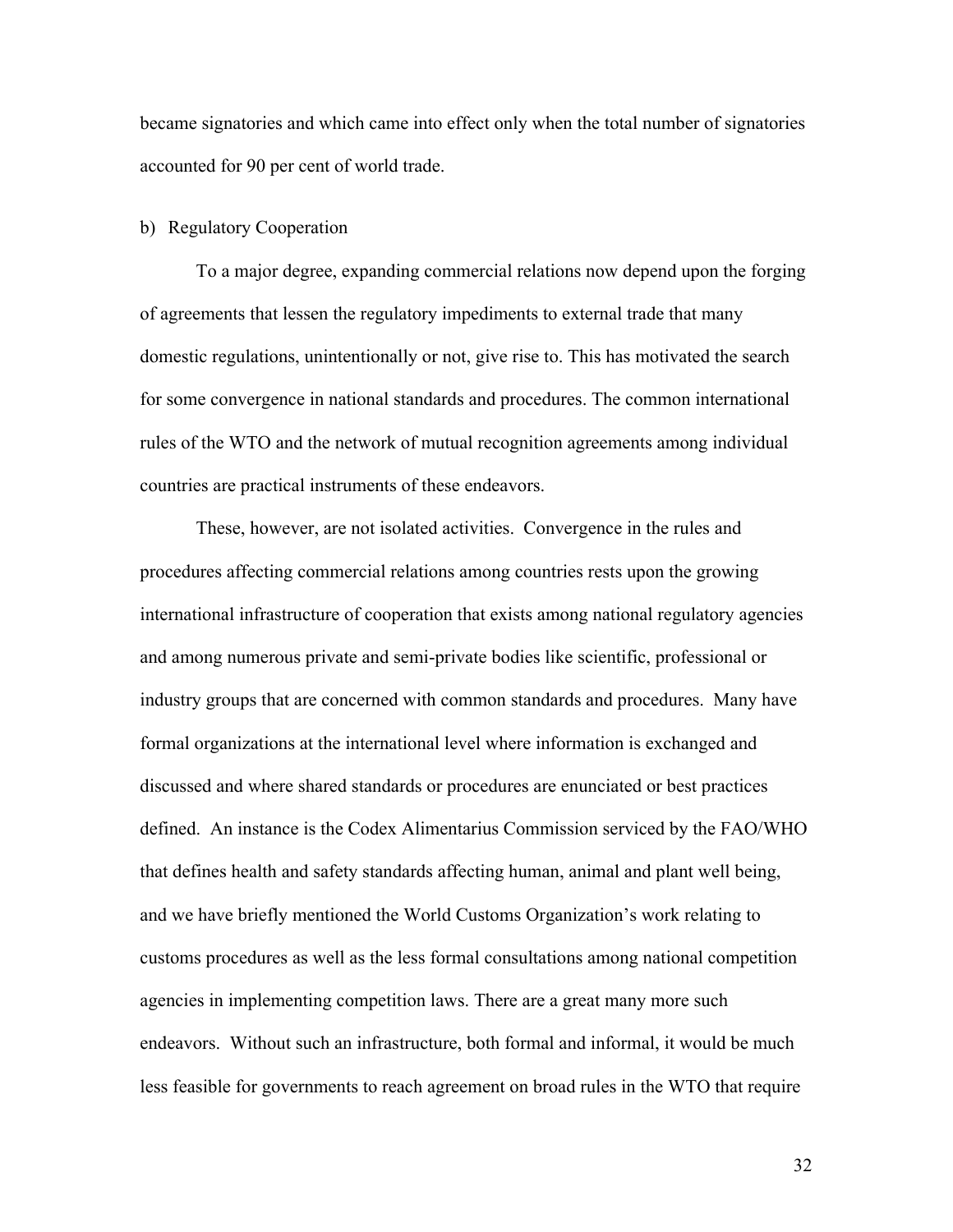became signatories and which came into effect only when the total number of signatories accounted for 90 per cent of world trade.

b) Regulatory Cooperation

To a major degree, expanding commercial relations now depend upon the forging of agreements that lessen the regulatory impediments to external trade that many domestic regulations, unintentionally or not, give rise to. This has motivated the search for some convergence in national standards and procedures. The common international rules of the WTO and the network of mutual recognition agreements among individual countries are practical instruments of these endeavors.

These, however, are not isolated activities. Convergence in the rules and procedures affecting commercial relations among countries rests upon the growing international infrastructure of cooperation that exists among national regulatory agencies and among numerous private and semi-private bodies like scientific, professional or industry groups that are concerned with common standards and procedures. Many have formal organizations at the international level where information is exchanged and discussed and where shared standards or procedures are enunciated or best practices defined. An instance is the Codex Alimentarius Commission serviced by the FAO/WHO that defines health and safety standards affecting human, animal and plant well being, and we have briefly mentioned the World Customs Organization's work relating to customs procedures as well as the less formal consultations among national competition agencies in implementing competition laws. There are a great many more such endeavors. Without such an infrastructure, both formal and informal, it would be much less feasible for governments to reach agreement on broad rules in the WTO that require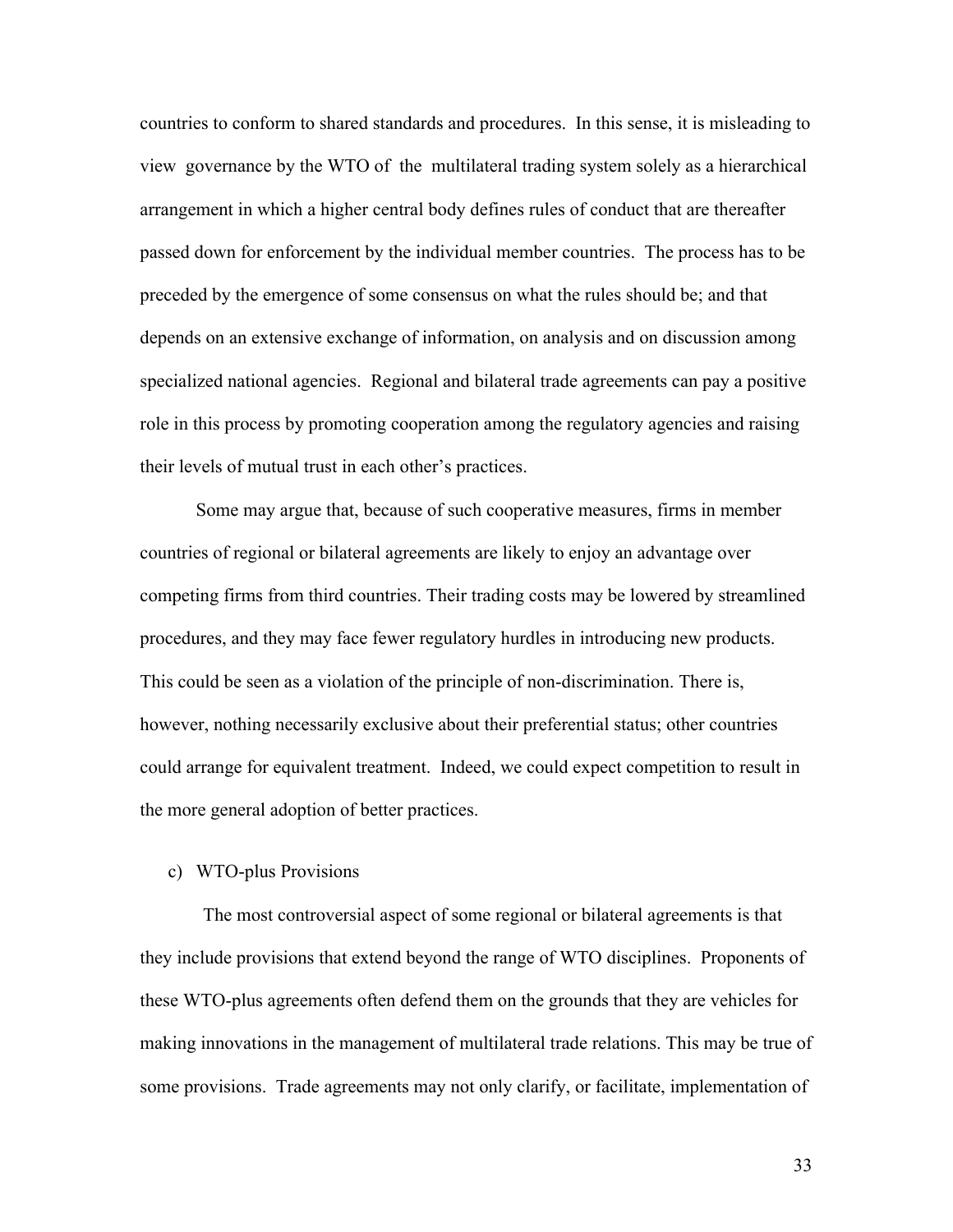countries to conform to shared standards and procedures. In this sense, it is misleading to view governance by the WTO of the multilateral trading system solely as a hierarchical arrangement in which a higher central body defines rules of conduct that are thereafter passed down for enforcement by the individual member countries. The process has to be preceded by the emergence of some consensus on what the rules should be; and that depends on an extensive exchange of information, on analysis and on discussion among specialized national agencies. Regional and bilateral trade agreements can pay a positive role in this process by promoting cooperation among the regulatory agencies and raising their levels of mutual trust in each other's practices.

Some may argue that, because of such cooperative measures, firms in member countries of regional or bilateral agreements are likely to enjoy an advantage over competing firms from third countries. Their trading costs may be lowered by streamlined procedures, and they may face fewer regulatory hurdles in introducing new products. This could be seen as a violation of the principle of non-discrimination. There is, however, nothing necessarily exclusive about their preferential status; other countries could arrange for equivalent treatment. Indeed, we could expect competition to result in the more general adoption of better practices.

c) WTO-plus Provisions

The most controversial aspect of some regional or bilateral agreements is that they include provisions that extend beyond the range of WTO disciplines. Proponents of these WTO-plus agreements often defend them on the grounds that they are vehicles for making innovations in the management of multilateral trade relations. This may be true of some provisions. Trade agreements may not only clarify, or facilitate, implementation of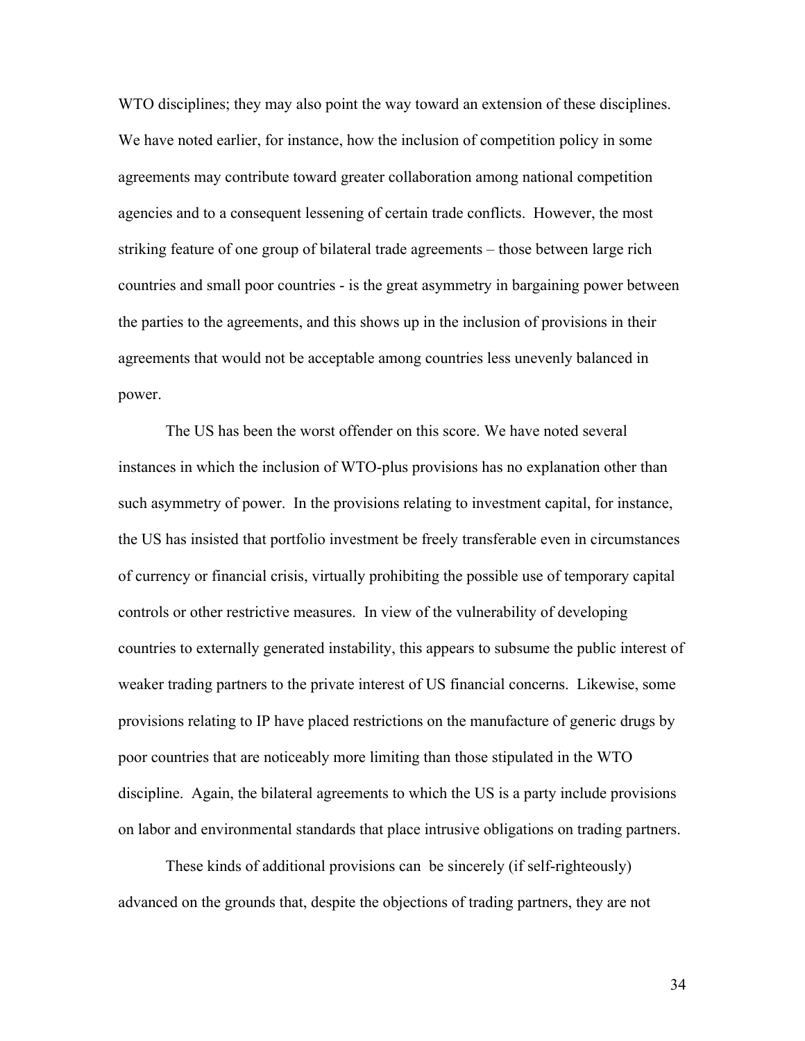WTO disciplines; they may also point the way toward an extension of these disciplines. We have noted earlier, for instance, how the inclusion of competition policy in some agreements may contribute toward greater collaboration among national competition agencies and to a consequent lessening of certain trade conflicts. However, the most striking feature of one group of bilateral trade agreements – those between large rich countries and small poor countries - is the great asymmetry in bargaining power between the parties to the agreements, and this shows up in the inclusion of provisions in their agreements that would not be acceptable among countries less unevenly balanced in power.

The US has been the worst offender on this score. We have noted several instances in which the inclusion of WTO-plus provisions has no explanation other than such asymmetry of power. In the provisions relating to investment capital, for instance, the US has insisted that portfolio investment be freely transferable even in circumstances of currency or financial crisis, virtually prohibiting the possible use of temporary capital controls or other restrictive measures. In view of the vulnerability of developing countries to externally generated instability, this appears to subsume the public interest of weaker trading partners to the private interest of US financial concerns. Likewise, some provisions relating to IP have placed restrictions on the manufacture of generic drugs by poor countries that are noticeably more limiting than those stipulated in the WTO discipline. Again, the bilateral agreements to which the US is a party include provisions on labor and environmental standards that place intrusive obligations on trading partners.

These kinds of additional provisions can be sincerely (if self-righteously) advanced on the grounds that, despite the objections of trading partners, they are not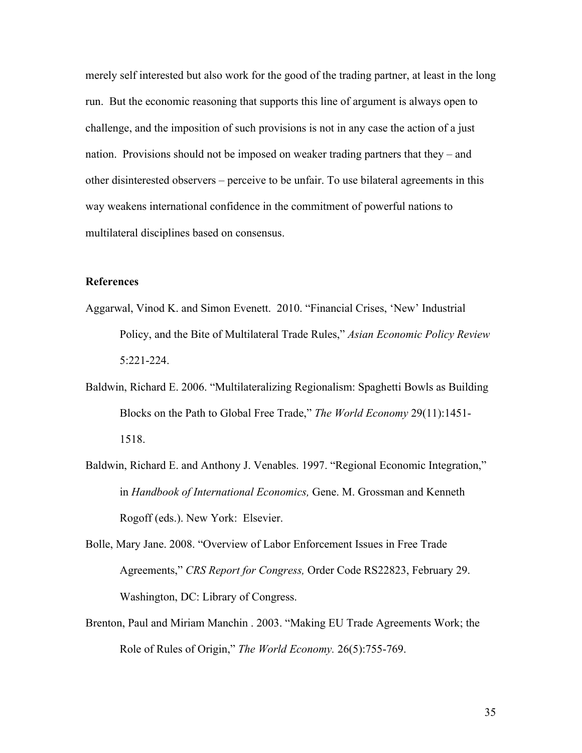merely self interested but also work for the good of the trading partner, at least in the long run. But the economic reasoning that supports this line of argument is always open to challenge, and the imposition of such provisions is not in any case the action of a just nation. Provisions should not be imposed on weaker trading partners that they – and other disinterested observers – perceive to be unfair. To use bilateral agreements in this way weakens international confidence in the commitment of powerful nations to multilateral disciplines based on consensus.

**References**

Aggarwal, Vinod K. and Simon Evenett. 2010. "Financial Crises, 'New' Industrial Policy, and the Bite of Multilateral Trade Rules," *Asian Economic Policy Review* 5:221-224.

Baldwin, Richard E. 2006. "Multilateralizing Regionalism: Spaghetti Bowls as Building Blocks on the Path to Global Free Trade," *The World Economy* 29(11):1451-1518.

Baldwin, Richard E. and Anthony J. Venables. 1997. "Regional Economic Integration," in *Handbook of International Economics,* Gene. M. Grossman and Kenneth Rogoff (eds.). New York: Elsevier.

Bolle, Mary Jane. 2008. "Overview of Labor Enforcement Issues in Free Trade Agreements," *CRS Report for Congress,* Order Code RS22823, February 29. Washington, DC: Library of Congress.

Brenton, Paul and Miriam Manchin . 2003. "Making EU Trade Agreements Work; the Role of Rules of Origin," *The World Economy.* 26(5):755-769.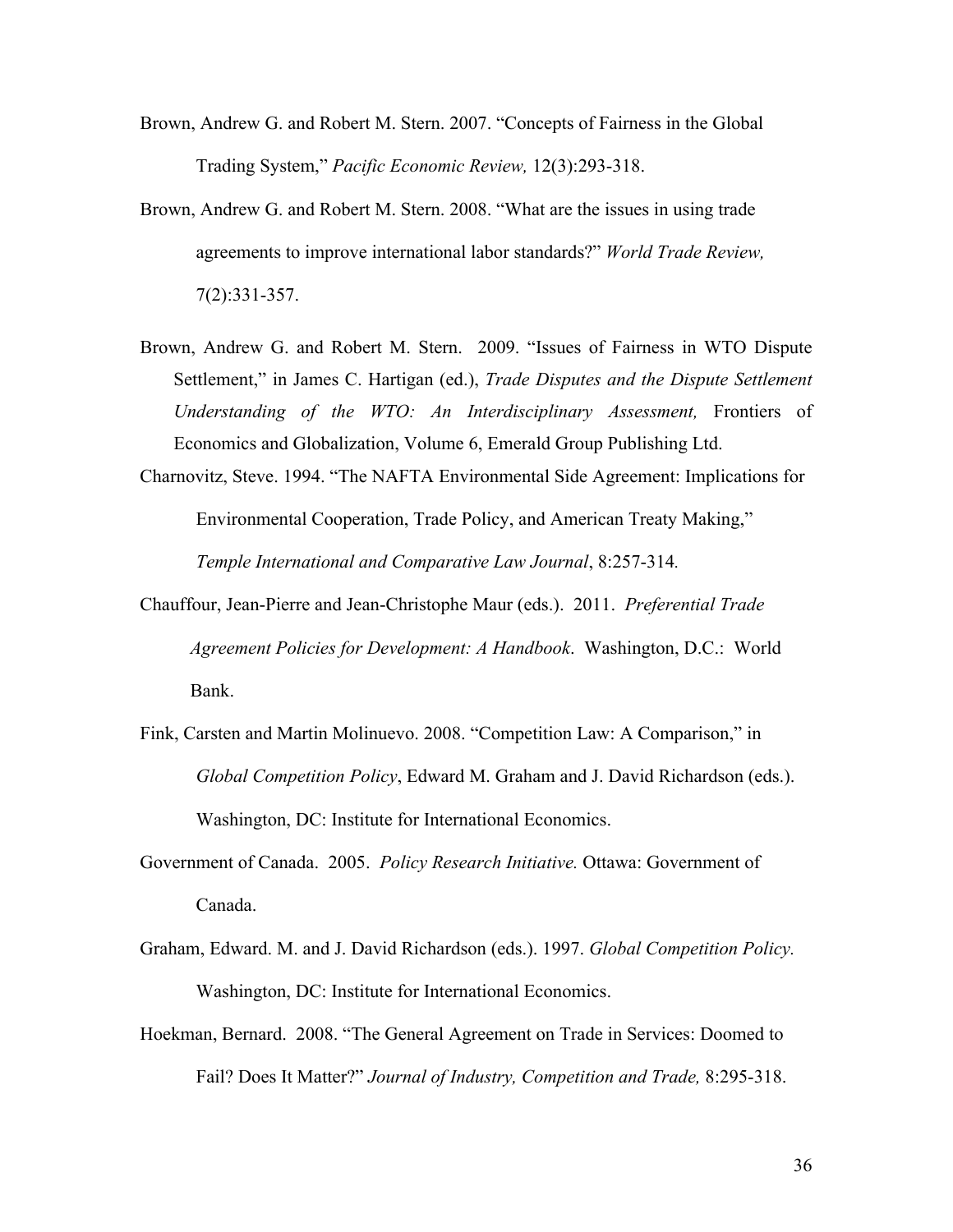Brown, Andrew G. and Robert M. Stern. 2007. "Concepts of Fairness in the Global Trading System," *Pacific Economic Review,* 12(3):293-318.

Brown, Andrew G. and Robert M. Stern. 2008. "What are the issues in using trade agreements to improve international labor standards?" *World Trade Review,* 7(2):331-357.

Brown, Andrew G. and Robert M. Stern. 2009. "Issues of Fairness in WTO Dispute Settlement," in James C. Hartigan (ed.), *Trade Disputes and the Dispute Settlement Understanding of the WTO: An Interdisciplinary Assessment,* Frontiers of Economics and Globalization, Volume 6, Emerald Group Publishing Ltd.

Charnovitz, Steve. 1994. "The NAFTA Environmental Side Agreement: Implications for Environmental Cooperation, Trade Policy, and American Treaty Making," *Temple International and Comparative Law Journal*, 8:257-314*.*

Chauffour, Jean-Pierre and Jean-Christophe Maur (eds.). 2011. *Preferential Trade Agreement Policies for Development: A Handbook*. Washington, D.C.: World Bank.

Fink, Carsten and Martin Molinuevo. 2008. "Competition Law: A Comparison," in *Global Competition Policy*, Edward M. Graham and J. David Richardson (eds.). Washington, DC: Institute for International Economics.

Government of Canada. 2005. *Policy Research Initiative.* Ottawa: Government of Canada.

Graham, Edward. M. and J. David Richardson (eds.). 1997. *Global Competition Policy.* Washington, DC: Institute for International Economics.

Hoekman, Bernard. 2008. "The General Agreement on Trade in Services: Doomed to Fail? Does It Matter?" *Journal of Industry, Competition and Trade,* 8:295-318.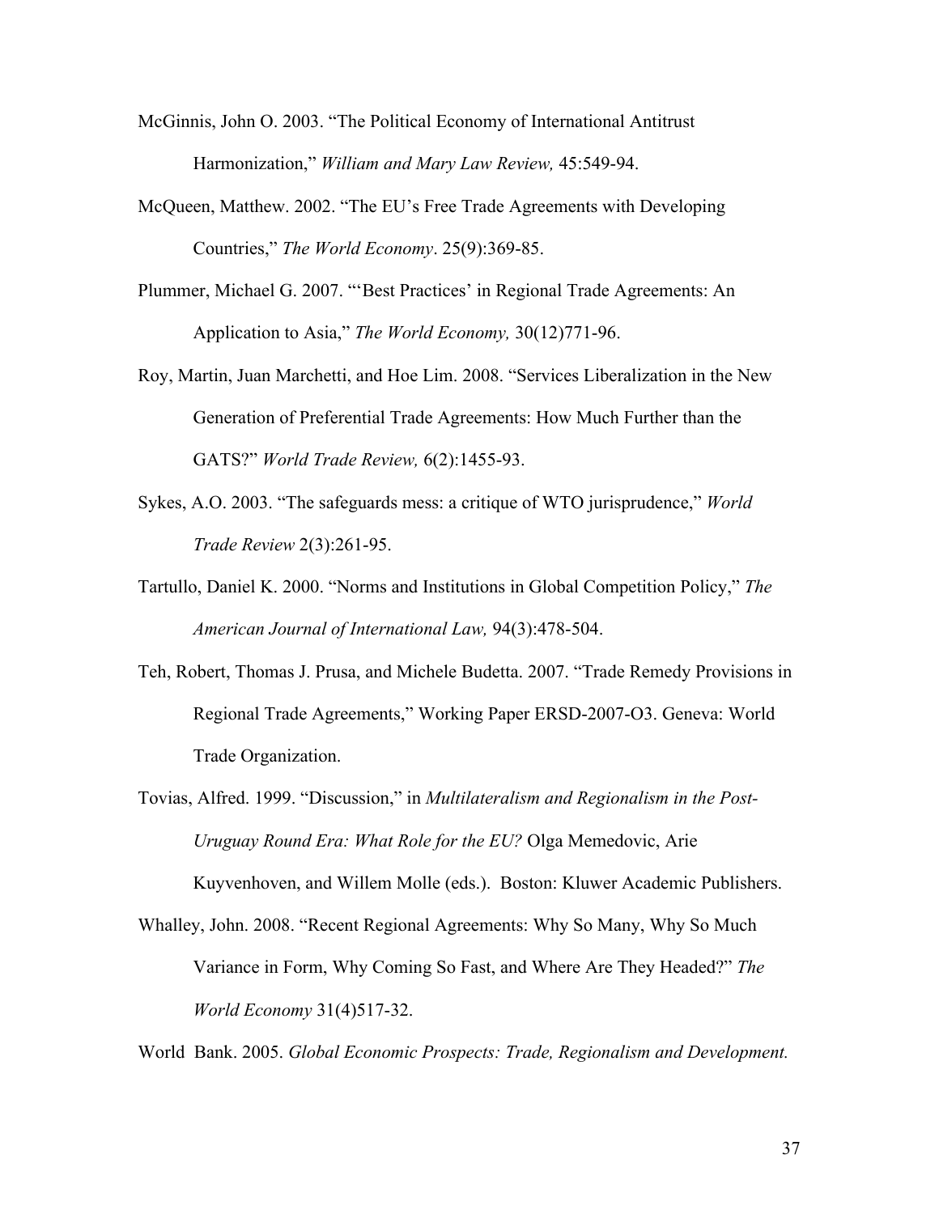McGinnis, John O. 2003. "The Political Economy of International Antitrust Harmonization," *William and Mary Law Review,* 45:549-94.

McQueen, Matthew. 2002. "The EU's Free Trade Agreements with Developing Countries," *The World Economy*. 25(9):369-85.

Plummer, Michael G. 2007. "'Best Practices' in Regional Trade Agreements: An Application to Asia," *The World Economy,* 30(12)771-96.

Roy, Martin, Juan Marchetti, and Hoe Lim. 2008. "Services Liberalization in the New Generation of Preferential Trade Agreements: How Much Further than the GATS?" *World Trade Review,* 6(2):1455-93.

Sykes, A.O. 2003. "The safeguards mess: a critique of WTO jurisprudence," *World Trade Review* 2(3):261-95.

Tartullo, Daniel K. 2000. "Norms and Institutions in Global Competition Policy," *The American Journal of International Law,* 94(3):478-504.

Teh, Robert, Thomas J. Prusa, and Michele Budetta. 2007. "Trade Remedy Provisions in Regional Trade Agreements," Working Paper ERSD-2007-O3. Geneva: World Trade Organization.

Tovias, Alfred. 1999. "Discussion," in *Multilateralism and Regionalism in the Post-Uruguay Round Era: What Role for the EU?* Olga Memedovic, Arie Kuyvenhoven, and Willem Molle (eds.). Boston: Kluwer Academic Publishers.

Whalley, John. 2008. "Recent Regional Agreements: Why So Many, Why So Much Variance in Form, Why Coming So Fast, and Where Are They Headed?" *The World Economy* 31(4)517-32.

World Bank. 2005. *Global Economic Prospects: Trade, Regionalism and Development.*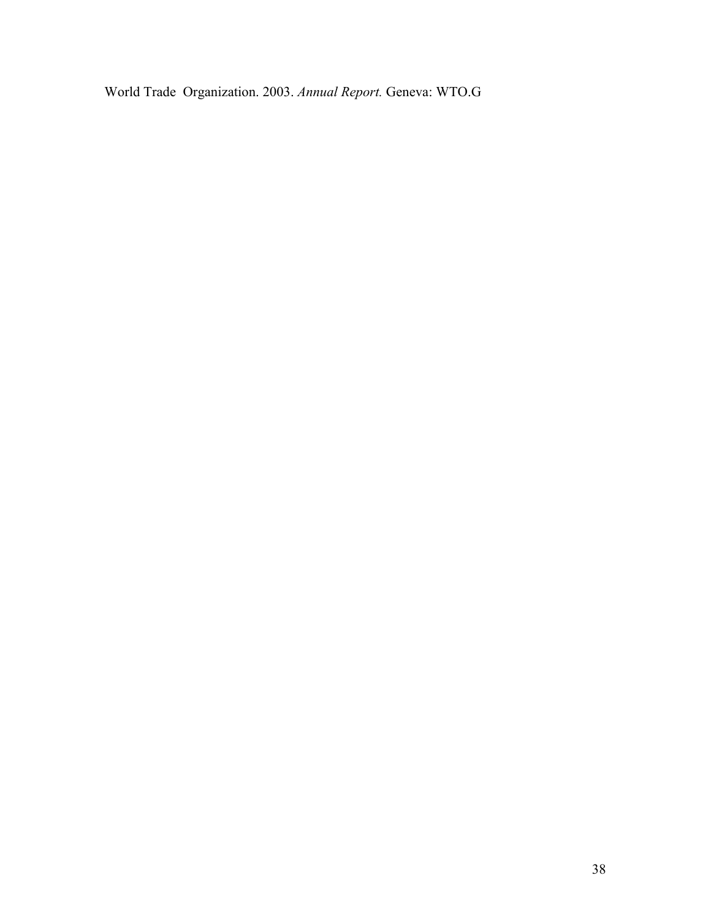World Trade  Organization. 2003. *Annual Report.* Geneva: WTO.G